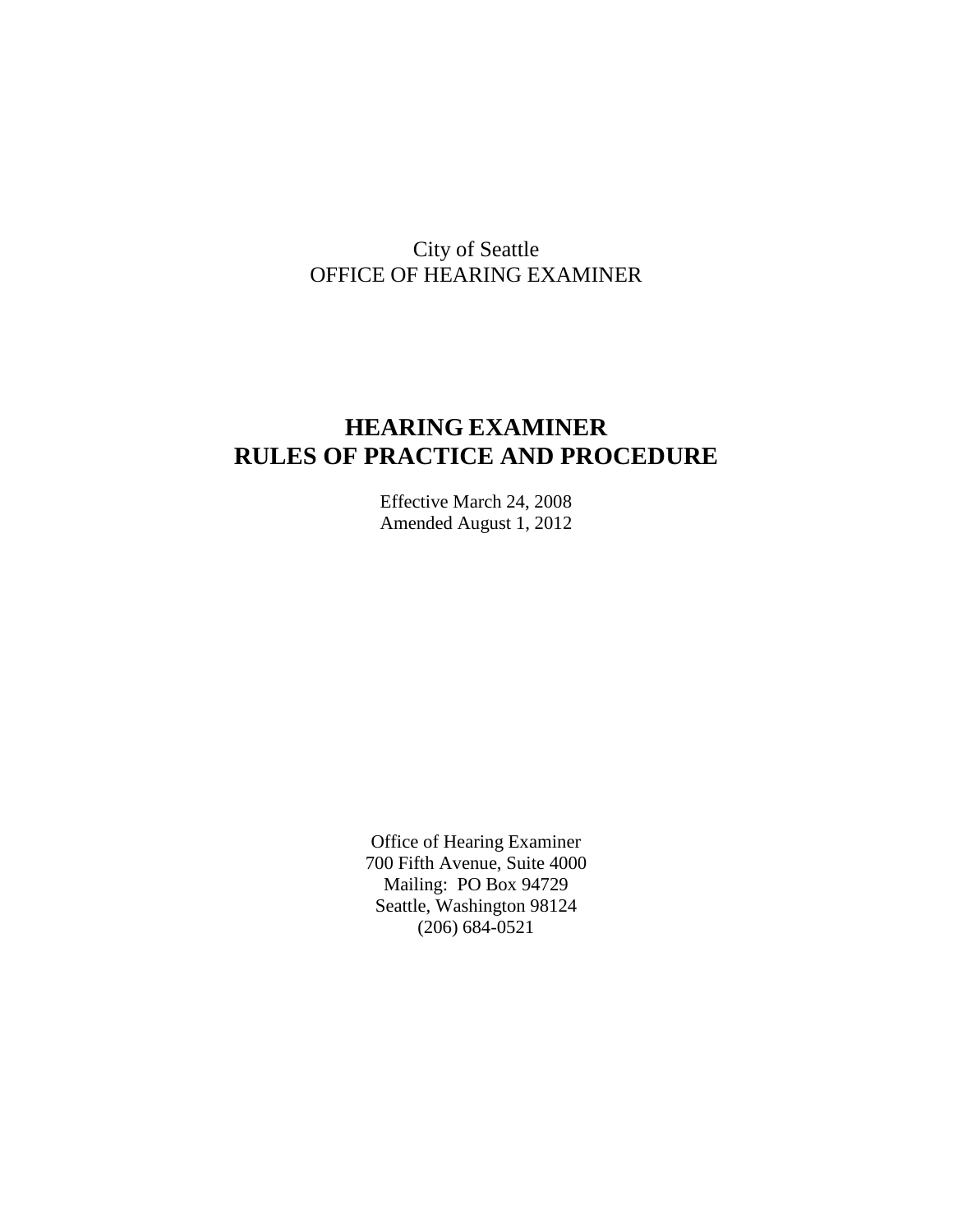City of Seattle
OFFICE OF HEARING EXAMINER

# HEARING EXAMINER
# RULES OF PRACTICE AND PROCEDURE

Effective March 24, 2008
Amended August 1, 2012

Office of Hearing Examiner
700 Fifth Avenue, Suite 4000
Mailing: PO Box 94729
Seattle, Washington 98124
(206) 684-0521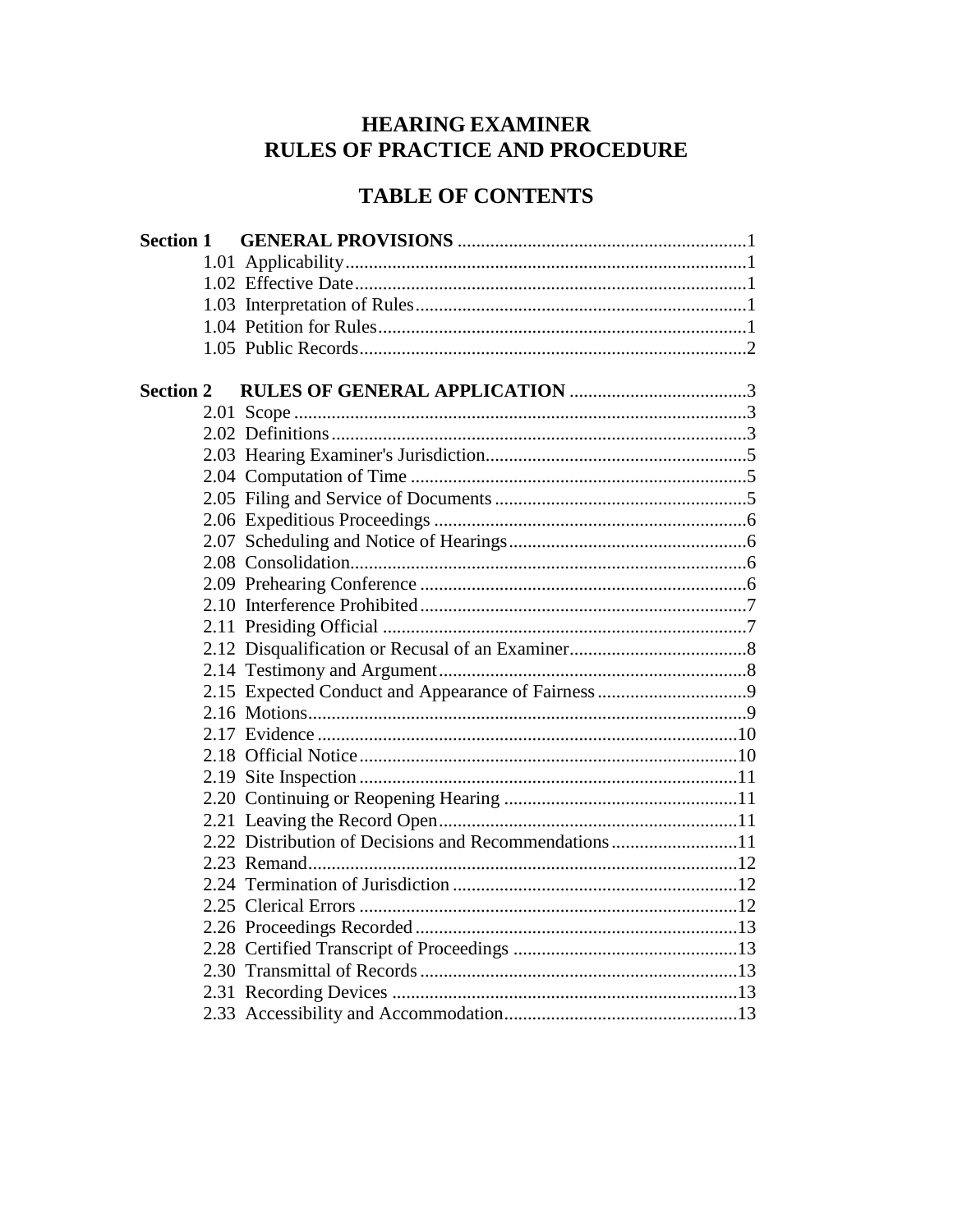# HEARING EXAMINER RULES OF PRACTICE AND PROCEDURE

## TABLE OF CONTENTS

**Section 1 GENERAL PROVISIONS** ............................................................1

- 1.01 Applicability.....................................................................................1
- 1.02 Effective Date...................................................................................1
- 1.03 Interpretation of Rules......................................................................1
- 1.04 Petition for Rules..............................................................................1
- 1.05 Public Records..................................................................................2

**Section 2 RULES OF GENERAL APPLICATION** ......................................3

- 2.01 Scope ................................................................................................3
- 2.02 Definitions........................................................................................3
- 2.03 Hearing Examiner's Jurisdiction.......................................................5
- 2.04 Computation of Time .......................................................................5
- 2.05 Filing and Service of Documents .....................................................5
- 2.06 Expeditious Proceedings ..................................................................6
- 2.07 Scheduling and Notice of Hearings..................................................6
- 2.08 Consolidation....................................................................................6
- 2.09 Prehearing Conference .....................................................................6
- 2.10 Interference Prohibited .....................................................................7
- 2.11 Presiding Official .............................................................................7
- 2.12 Disqualification or Recusal of an Examiner.....................................8
- 2.14 Testimony and Argument.................................................................8
- 2.15 Expected Conduct and Appearance of Fairness ...............................9
- 2.16 Motions.............................................................................................9
- 2.17 Evidence .........................................................................................10
- 2.18 Official Notice ................................................................................10
- 2.19 Site Inspection ................................................................................11
- 2.20 Continuing or Reopening Hearing ..................................................11
- 2.21 Leaving the Record Open................................................................11
- 2.22 Distribution of Decisions and Recommendations...........................11
- 2.23 Remand...........................................................................................12
- 2.24 Termination of Jurisdiction ............................................................12
- 2.25 Clerical Errors ................................................................................12
- 2.26 Proceedings Recorded....................................................................13
- 2.28 Certified Transcript of Proceedings ................................................13
- 2.30 Transmittal of Records ...................................................................13
- 2.31 Recording Devices ..........................................................................13
- 2.33 Accessibility and Accommodation.................................................13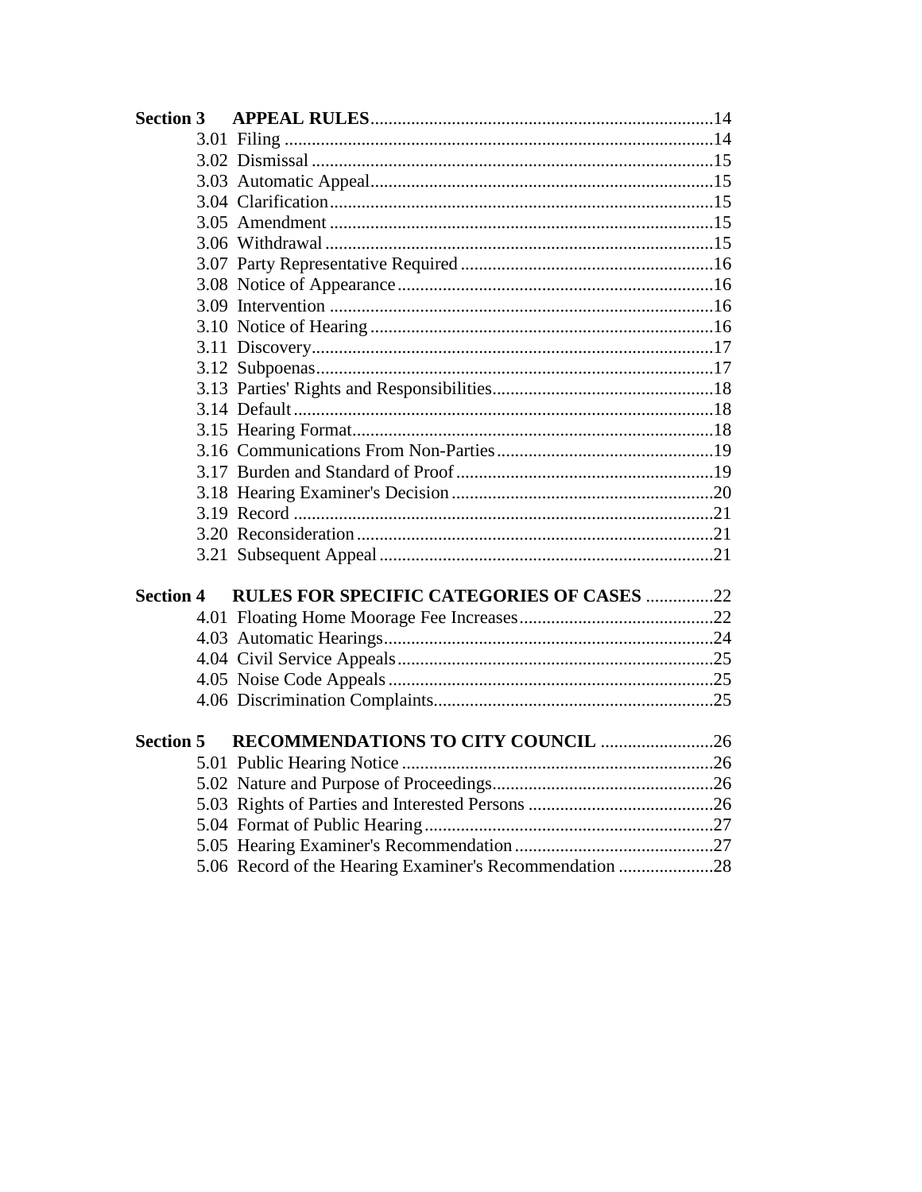**Section 3 APPEAL RULES** .......... 14

- 3.01 Filing .......... 14
- 3.02 Dismissal .......... 15
- 3.03 Automatic Appeal .......... 15
- 3.04 Clarification .......... 15
- 3.05 Amendment .......... 15
- 3.06 Withdrawal .......... 15
- 3.07 Party Representative Required .......... 16
- 3.08 Notice of Appearance .......... 16
- 3.09 Intervention .......... 16
- 3.10 Notice of Hearing .......... 16
- 3.11 Discovery .......... 17
- 3.12 Subpoenas .......... 17
- 3.13 Parties' Rights and Responsibilities .......... 18
- 3.14 Default .......... 18
- 3.15 Hearing Format .......... 18
- 3.16 Communications From Non-Parties .......... 19
- 3.17 Burden and Standard of Proof .......... 19
- 3.18 Hearing Examiner's Decision .......... 20
- 3.19 Record .......... 21
- 3.20 Reconsideration .......... 21
- 3.21 Subsequent Appeal .......... 21

**Section 4 RULES FOR SPECIFIC CATEGORIES OF CASES** .......... 22

- 4.01 Floating Home Moorage Fee Increases .......... 22
- 4.03 Automatic Hearings .......... 24
- 4.04 Civil Service Appeals .......... 25
- 4.05 Noise Code Appeals .......... 25
- 4.06 Discrimination Complaints .......... 25

**Section 5 RECOMMENDATIONS TO CITY COUNCIL** .......... 26

- 5.01 Public Hearing Notice .......... 26
- 5.02 Nature and Purpose of Proceedings .......... 26
- 5.03 Rights of Parties and Interested Persons .......... 26
- 5.04 Format of Public Hearing .......... 27
- 5.05 Hearing Examiner's Recommendation .......... 27
- 5.06 Record of the Hearing Examiner's Recommendation .......... 28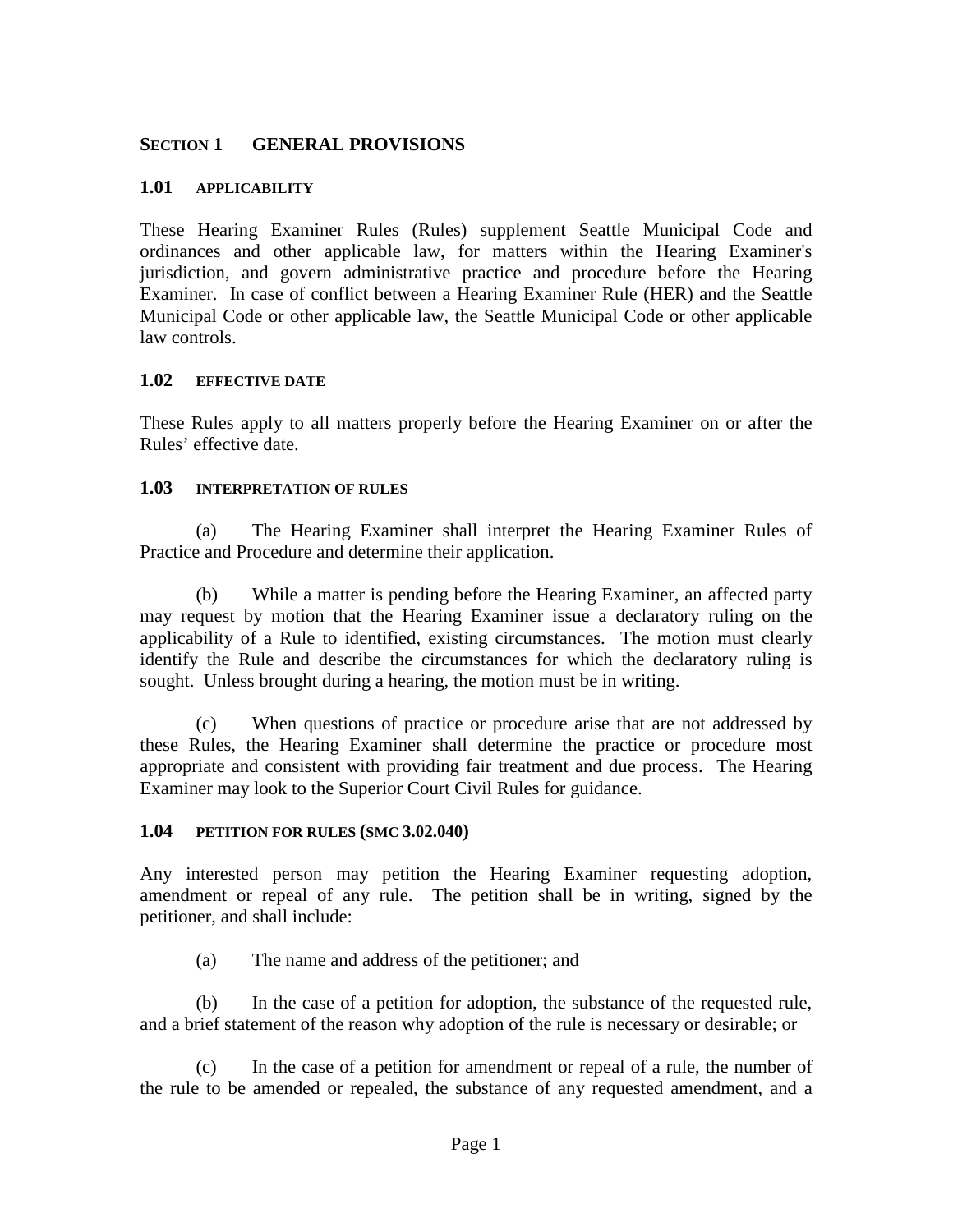## SECTION 1 GENERAL PROVISIONS

### 1.01 APPLICABILITY

These Hearing Examiner Rules (Rules) supplement Seattle Municipal Code and ordinances and other applicable law, for matters within the Hearing Examiner's jurisdiction, and govern administrative practice and procedure before the Hearing Examiner. In case of conflict between a Hearing Examiner Rule (HER) and the Seattle Municipal Code or other applicable law, the Seattle Municipal Code or other applicable law controls.

### 1.02 EFFECTIVE DATE

These Rules apply to all matters properly before the Hearing Examiner on or after the Rules' effective date.

### 1.03 INTERPRETATION OF RULES

(a) The Hearing Examiner shall interpret the Hearing Examiner Rules of Practice and Procedure and determine their application.

(b) While a matter is pending before the Hearing Examiner, an affected party may request by motion that the Hearing Examiner issue a declaratory ruling on the applicability of a Rule to identified, existing circumstances. The motion must clearly identify the Rule and describe the circumstances for which the declaratory ruling is sought. Unless brought during a hearing, the motion must be in writing.

(c) When questions of practice or procedure arise that are not addressed by these Rules, the Hearing Examiner shall determine the practice or procedure most appropriate and consistent with providing fair treatment and due process. The Hearing Examiner may look to the Superior Court Civil Rules for guidance.

### 1.04 PETITION FOR RULES (SMC 3.02.040)

Any interested person may petition the Hearing Examiner requesting adoption, amendment or repeal of any rule. The petition shall be in writing, signed by the petitioner, and shall include:

(a) The name and address of the petitioner; and

(b) In the case of a petition for adoption, the substance of the requested rule, and a brief statement of the reason why adoption of the rule is necessary or desirable; or

(c) In the case of a petition for amendment or repeal of a rule, the number of the rule to be amended or repealed, the substance of any requested amendment, and a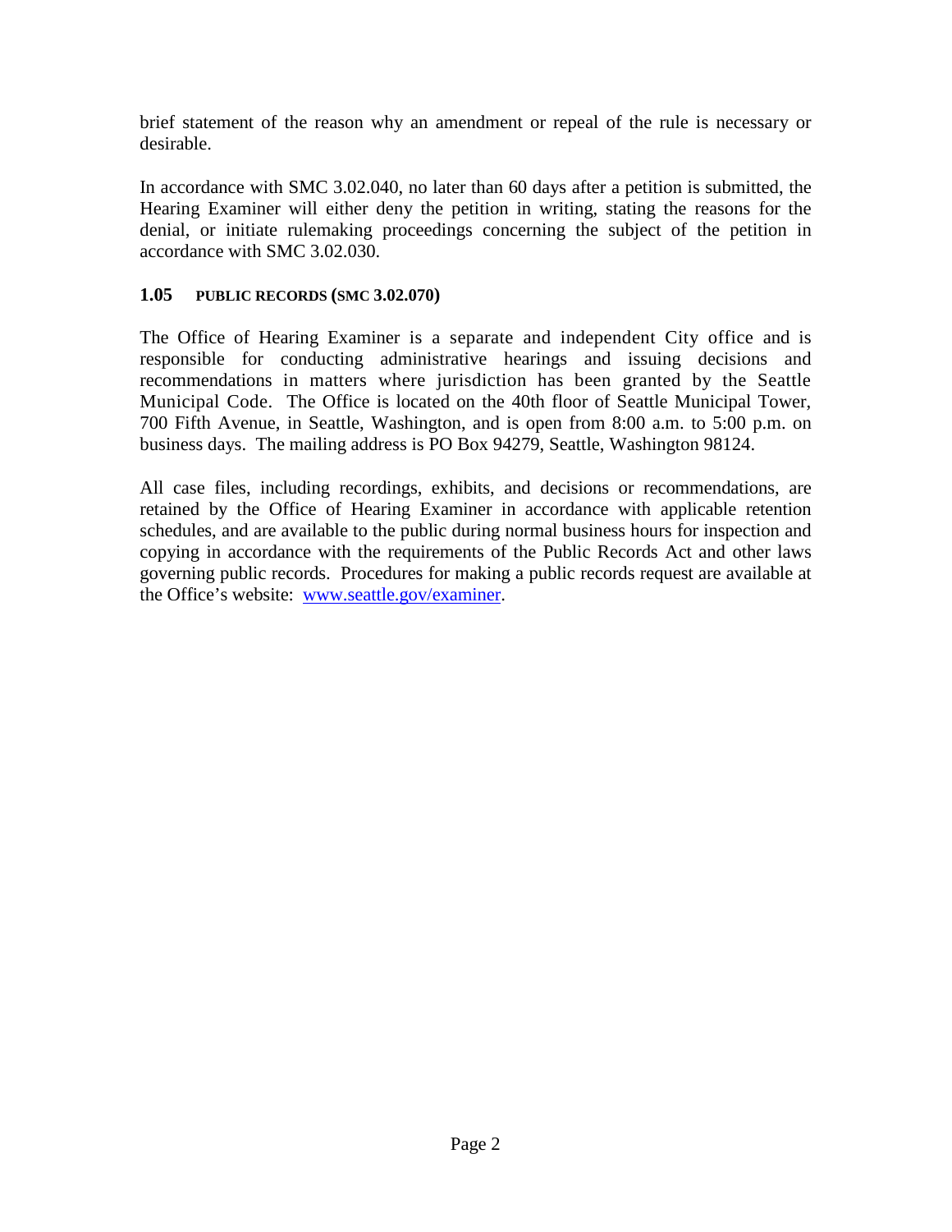brief statement of the reason why an amendment or repeal of the rule is necessary or desirable.

In accordance with SMC 3.02.040, no later than 60 days after a petition is submitted, the Hearing Examiner will either deny the petition in writing, stating the reasons for the denial, or initiate rulemaking proceedings concerning the subject of the petition in accordance with SMC 3.02.030.

### 1.05 PUBLIC RECORDS (SMC 3.02.070)

The Office of Hearing Examiner is a separate and independent City office and is responsible for conducting administrative hearings and issuing decisions and recommendations in matters where jurisdiction has been granted by the Seattle Municipal Code. The Office is located on the 40th floor of Seattle Municipal Tower, 700 Fifth Avenue, in Seattle, Washington, and is open from 8:00 a.m. to 5:00 p.m. on business days. The mailing address is PO Box 94279, Seattle, Washington 98124.

All case files, including recordings, exhibits, and decisions or recommendations, are retained by the Office of Hearing Examiner in accordance with applicable retention schedules, and are available to the public during normal business hours for inspection and copying in accordance with the requirements of the Public Records Act and other laws governing public records. Procedures for making a public records request are available at the Office's website: [www.seattle.gov/examiner](http://www.seattle.gov/examiner).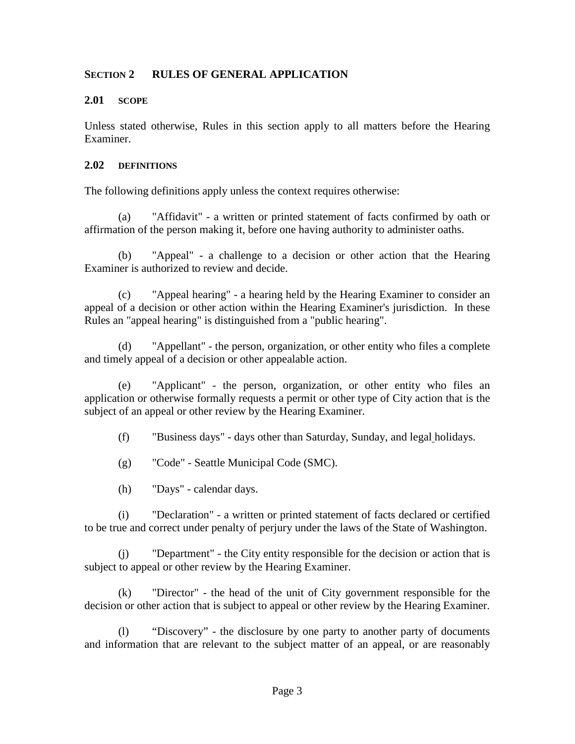## SECTION 2 RULES OF GENERAL APPLICATION

### 2.01 SCOPE

Unless stated otherwise, Rules in this section apply to all matters before the Hearing Examiner.

### 2.02 DEFINITIONS

The following definitions apply unless the context requires otherwise:

(a) "Affidavit" - a written or printed statement of facts confirmed by oath or affirmation of the person making it, before one having authority to administer oaths.

(b) "Appeal" - a challenge to a decision or other action that the Hearing Examiner is authorized to review and decide.

(c) "Appeal hearing" - a hearing held by the Hearing Examiner to consider an appeal of a decision or other action within the Hearing Examiner's jurisdiction. In these Rules an "appeal hearing" is distinguished from a "public hearing".

(d) "Appellant" - the person, organization, or other entity who files a complete and timely appeal of a decision or other appealable action.

(e) "Applicant" - the person, organization, or other entity who files an application or otherwise formally requests a permit or other type of City action that is the subject of an appeal or other review by the Hearing Examiner.

(f) "Business days" - days other than Saturday, Sunday, and legal holidays.

(g) "Code" - Seattle Municipal Code (SMC).

(h) "Days" - calendar days.

(i) "Declaration" - a written or printed statement of facts declared or certified to be true and correct under penalty of perjury under the laws of the State of Washington.

(j) "Department" - the City entity responsible for the decision or action that is subject to appeal or other review by the Hearing Examiner.

(k) "Director" - the head of the unit of City government responsible for the decision or other action that is subject to appeal or other review by the Hearing Examiner.

(l) "Discovery" - the disclosure by one party to another party of documents and information that are relevant to the subject matter of an appeal, or are reasonably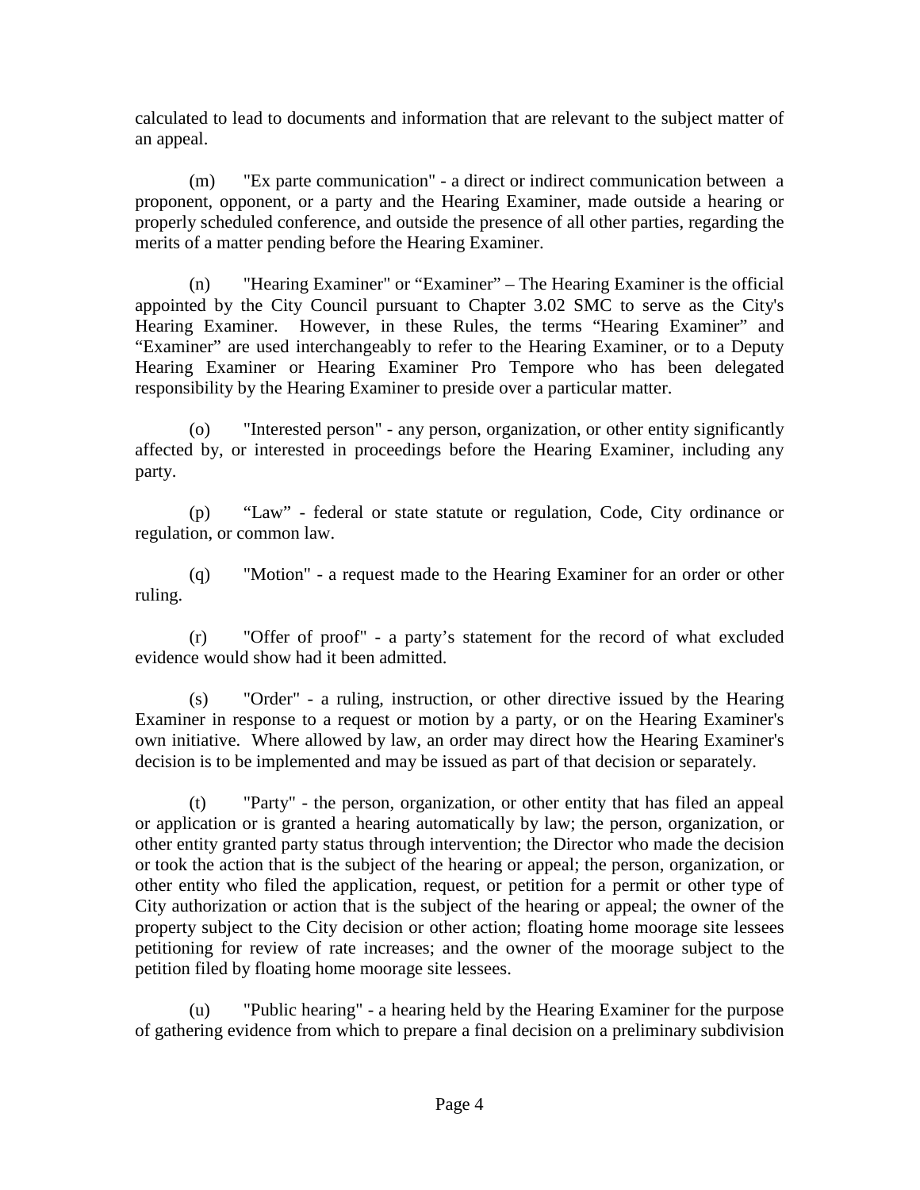calculated to lead to documents and information that are relevant to the subject matter of an appeal.

(m) "Ex parte communication" - a direct or indirect communication between a proponent, opponent, or a party and the Hearing Examiner, made outside a hearing or properly scheduled conference, and outside the presence of all other parties, regarding the merits of a matter pending before the Hearing Examiner.

(n) "Hearing Examiner" or "Examiner" – The Hearing Examiner is the official appointed by the City Council pursuant to Chapter 3.02 SMC to serve as the City's Hearing Examiner. However, in these Rules, the terms "Hearing Examiner" and "Examiner" are used interchangeably to refer to the Hearing Examiner, or to a Deputy Hearing Examiner or Hearing Examiner Pro Tempore who has been delegated responsibility by the Hearing Examiner to preside over a particular matter.

(o) "Interested person" - any person, organization, or other entity significantly affected by, or interested in proceedings before the Hearing Examiner, including any party.

(p) "Law" - federal or state statute or regulation, Code, City ordinance or regulation, or common law.

(q) "Motion" - a request made to the Hearing Examiner for an order or other ruling.

(r) "Offer of proof" - a party's statement for the record of what excluded evidence would show had it been admitted.

(s) "Order" - a ruling, instruction, or other directive issued by the Hearing Examiner in response to a request or motion by a party, or on the Hearing Examiner's own initiative. Where allowed by law, an order may direct how the Hearing Examiner's decision is to be implemented and may be issued as part of that decision or separately.

(t) "Party" - the person, organization, or other entity that has filed an appeal or application or is granted a hearing automatically by law; the person, organization, or other entity granted party status through intervention; the Director who made the decision or took the action that is the subject of the hearing or appeal; the person, organization, or other entity who filed the application, request, or petition for a permit or other type of City authorization or action that is the subject of the hearing or appeal; the owner of the property subject to the City decision or other action; floating home moorage site lessees petitioning for review of rate increases; and the owner of the moorage subject to the petition filed by floating home moorage site lessees.

(u) "Public hearing" - a hearing held by the Hearing Examiner for the purpose of gathering evidence from which to prepare a final decision on a preliminary subdivision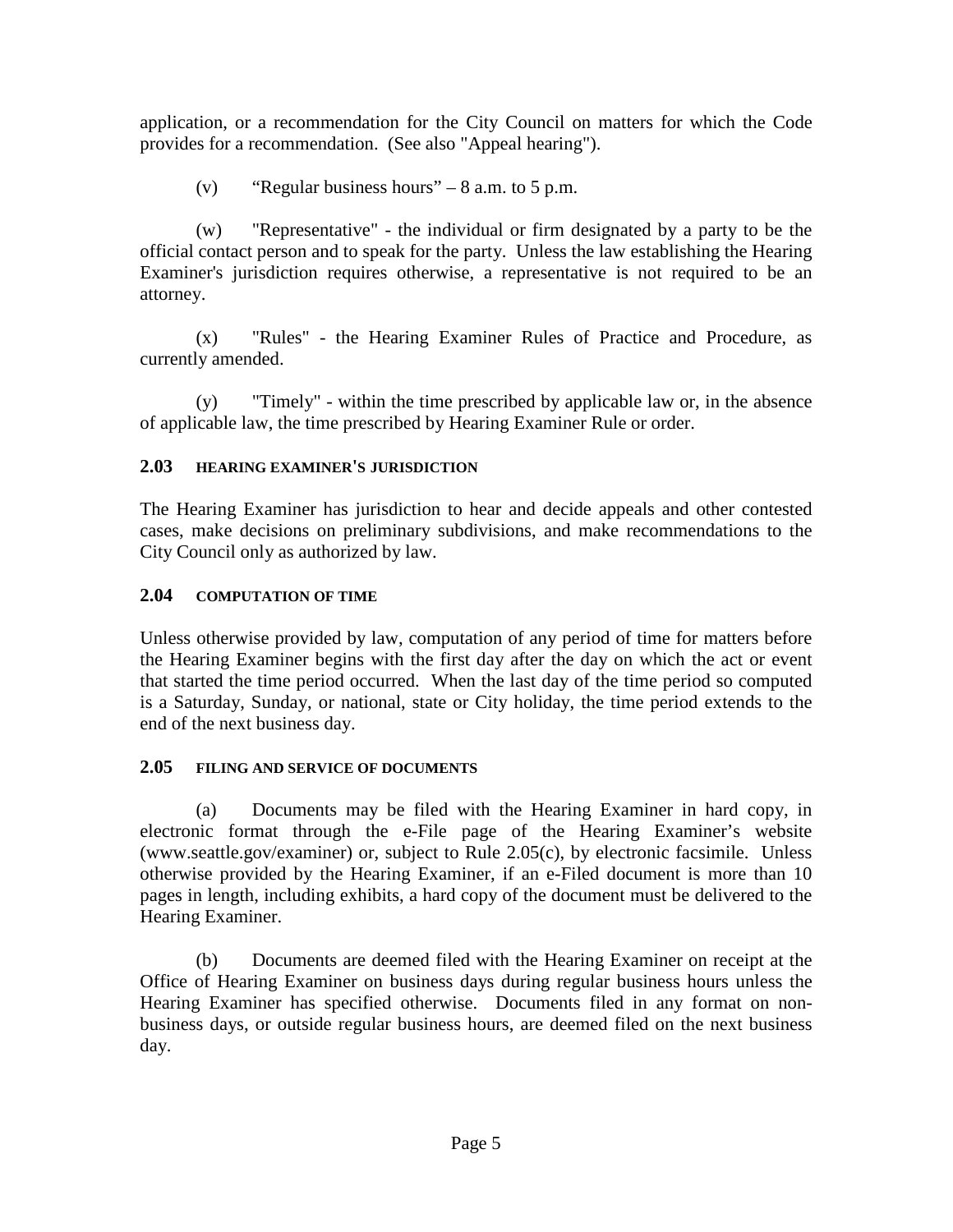application, or a recommendation for the City Council on matters for which the Code provides for a recommendation. (See also "Appeal hearing").

(v) "Regular business hours" – 8 a.m. to 5 p.m.

(w) "Representative" - the individual or firm designated by a party to be the official contact person and to speak for the party. Unless the law establishing the Hearing Examiner's jurisdiction requires otherwise, a representative is not required to be an attorney.

(x) "Rules" - the Hearing Examiner Rules of Practice and Procedure, as currently amended.

(y) "Timely" - within the time prescribed by applicable law or, in the absence of applicable law, the time prescribed by Hearing Examiner Rule or order.

### 2.03 HEARING EXAMINER'S JURISDICTION

The Hearing Examiner has jurisdiction to hear and decide appeals and other contested cases, make decisions on preliminary subdivisions, and make recommendations to the City Council only as authorized by law.

### 2.04 COMPUTATION OF TIME

Unless otherwise provided by law, computation of any period of time for matters before the Hearing Examiner begins with the first day after the day on which the act or event that started the time period occurred. When the last day of the time period so computed is a Saturday, Sunday, or national, state or City holiday, the time period extends to the end of the next business day.

### 2.05 FILING AND SERVICE OF DOCUMENTS

(a) Documents may be filed with the Hearing Examiner in hard copy, in electronic format through the e-File page of the Hearing Examiner's website (www.seattle.gov/examiner) or, subject to Rule 2.05(c), by electronic facsimile. Unless otherwise provided by the Hearing Examiner, if an e-Filed document is more than 10 pages in length, including exhibits, a hard copy of the document must be delivered to the Hearing Examiner.

(b) Documents are deemed filed with the Hearing Examiner on receipt at the Office of Hearing Examiner on business days during regular business hours unless the Hearing Examiner has specified otherwise. Documents filed in any format on non-business days, or outside regular business hours, are deemed filed on the next business day.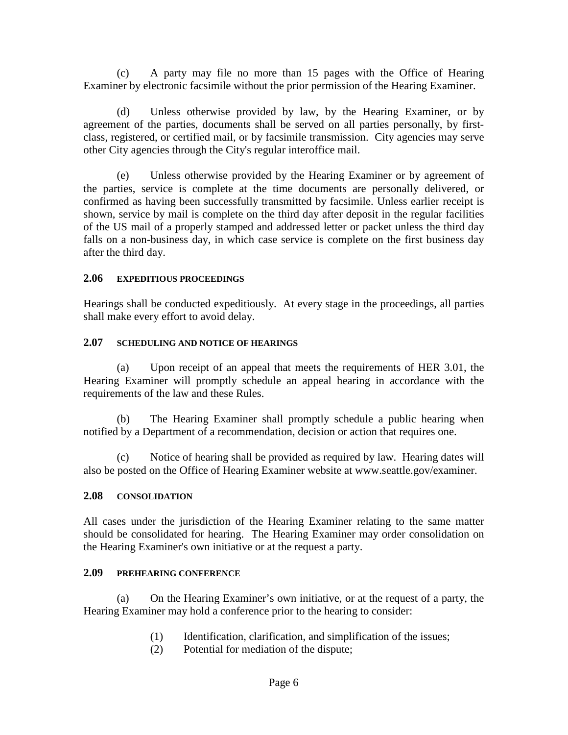(c) A party may file no more than 15 pages with the Office of Hearing Examiner by electronic facsimile without the prior permission of the Hearing Examiner.

(d) Unless otherwise provided by law, by the Hearing Examiner, or by agreement of the parties, documents shall be served on all parties personally, by first-class, registered, or certified mail, or by facsimile transmission. City agencies may serve other City agencies through the City's regular interoffice mail.

(e) Unless otherwise provided by the Hearing Examiner or by agreement of the parties, service is complete at the time documents are personally delivered, or confirmed as having been successfully transmitted by facsimile. Unless earlier receipt is shown, service by mail is complete on the third day after deposit in the regular facilities of the US mail of a properly stamped and addressed letter or packet unless the third day falls on a non-business day, in which case service is complete on the first business day after the third day.

### 2.06 EXPEDITIOUS PROCEEDINGS

Hearings shall be conducted expeditiously. At every stage in the proceedings, all parties shall make every effort to avoid delay.

### 2.07 SCHEDULING AND NOTICE OF HEARINGS

(a) Upon receipt of an appeal that meets the requirements of HER 3.01, the Hearing Examiner will promptly schedule an appeal hearing in accordance with the requirements of the law and these Rules.

(b) The Hearing Examiner shall promptly schedule a public hearing when notified by a Department of a recommendation, decision or action that requires one.

(c) Notice of hearing shall be provided as required by law. Hearing dates will also be posted on the Office of Hearing Examiner website at www.seattle.gov/examiner.

### 2.08 CONSOLIDATION

All cases under the jurisdiction of the Hearing Examiner relating to the same matter should be consolidated for hearing. The Hearing Examiner may order consolidation on the Hearing Examiner's own initiative or at the request a party.

### 2.09 PREHEARING CONFERENCE

(a) On the Hearing Examiner's own initiative, or at the request of a party, the Hearing Examiner may hold a conference prior to the hearing to consider:

(1) Identification, clarification, and simplification of the issues;
(2) Potential for mediation of the dispute;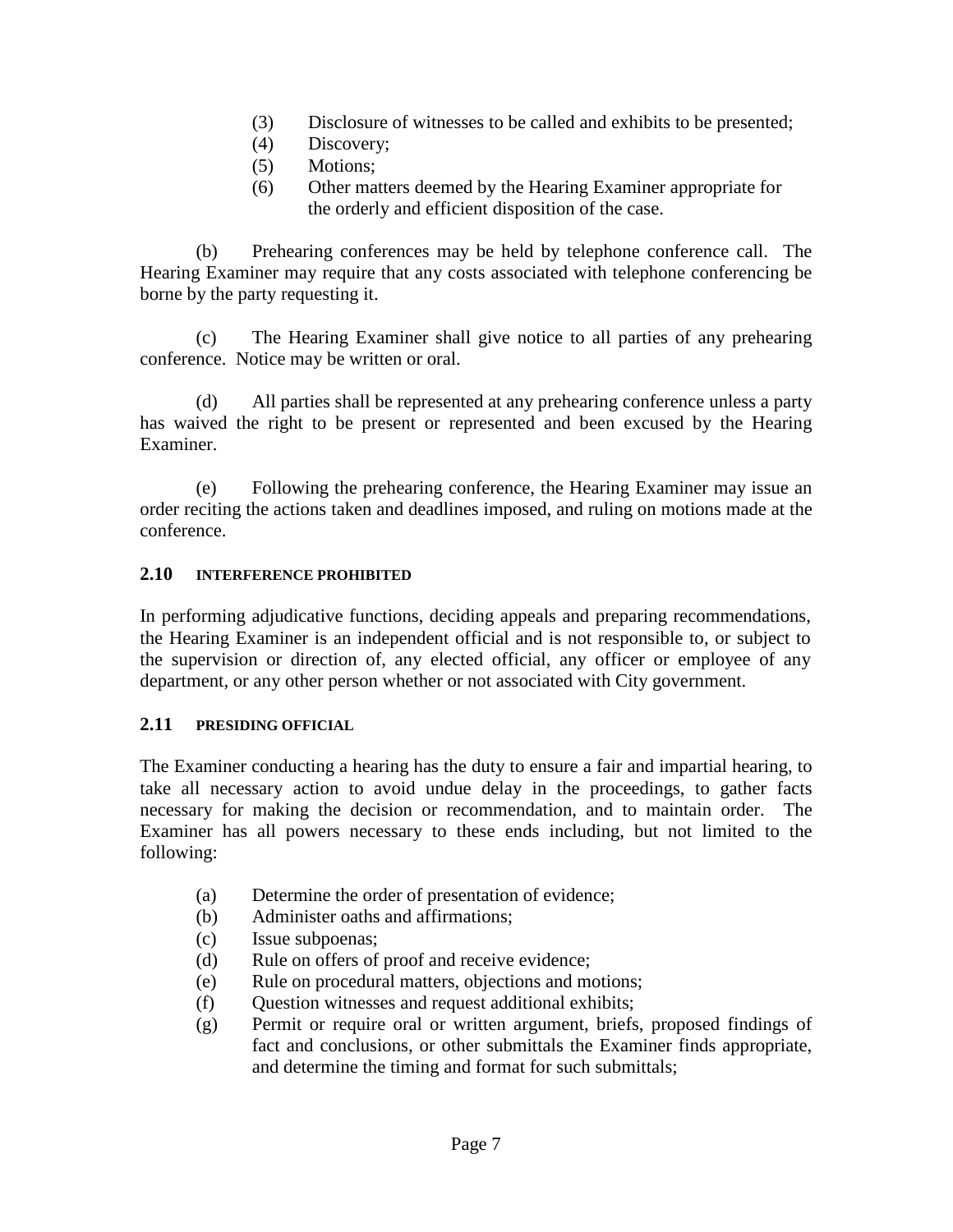(3) Disclosure of witnesses to be called and exhibits to be presented;
(4) Discovery;
(5) Motions;
(6) Other matters deemed by the Hearing Examiner appropriate for the orderly and efficient disposition of the case.

(b) Prehearing conferences may be held by telephone conference call. The Hearing Examiner may require that any costs associated with telephone conferencing be borne by the party requesting it.

(c) The Hearing Examiner shall give notice to all parties of any prehearing conference. Notice may be written or oral.

(d) All parties shall be represented at any prehearing conference unless a party has waived the right to be present or represented and been excused by the Hearing Examiner.

(e) Following the prehearing conference, the Hearing Examiner may issue an order reciting the actions taken and deadlines imposed, and ruling on motions made at the conference.

### 2.10 INTERFERENCE PROHIBITED

In performing adjudicative functions, deciding appeals and preparing recommendations, the Hearing Examiner is an independent official and is not responsible to, or subject to the supervision or direction of, any elected official, any officer or employee of any department, or any other person whether or not associated with City government.

### 2.11 PRESIDING OFFICIAL

The Examiner conducting a hearing has the duty to ensure a fair and impartial hearing, to take all necessary action to avoid undue delay in the proceedings, to gather facts necessary for making the decision or recommendation, and to maintain order. The Examiner has all powers necessary to these ends including, but not limited to the following:

(a) Determine the order of presentation of evidence;
(b) Administer oaths and affirmations;
(c) Issue subpoenas;
(d) Rule on offers of proof and receive evidence;
(e) Rule on procedural matters, objections and motions;
(f) Question witnesses and request additional exhibits;
(g) Permit or require oral or written argument, briefs, proposed findings of fact and conclusions, or other submittals the Examiner finds appropriate, and determine the timing and format for such submittals;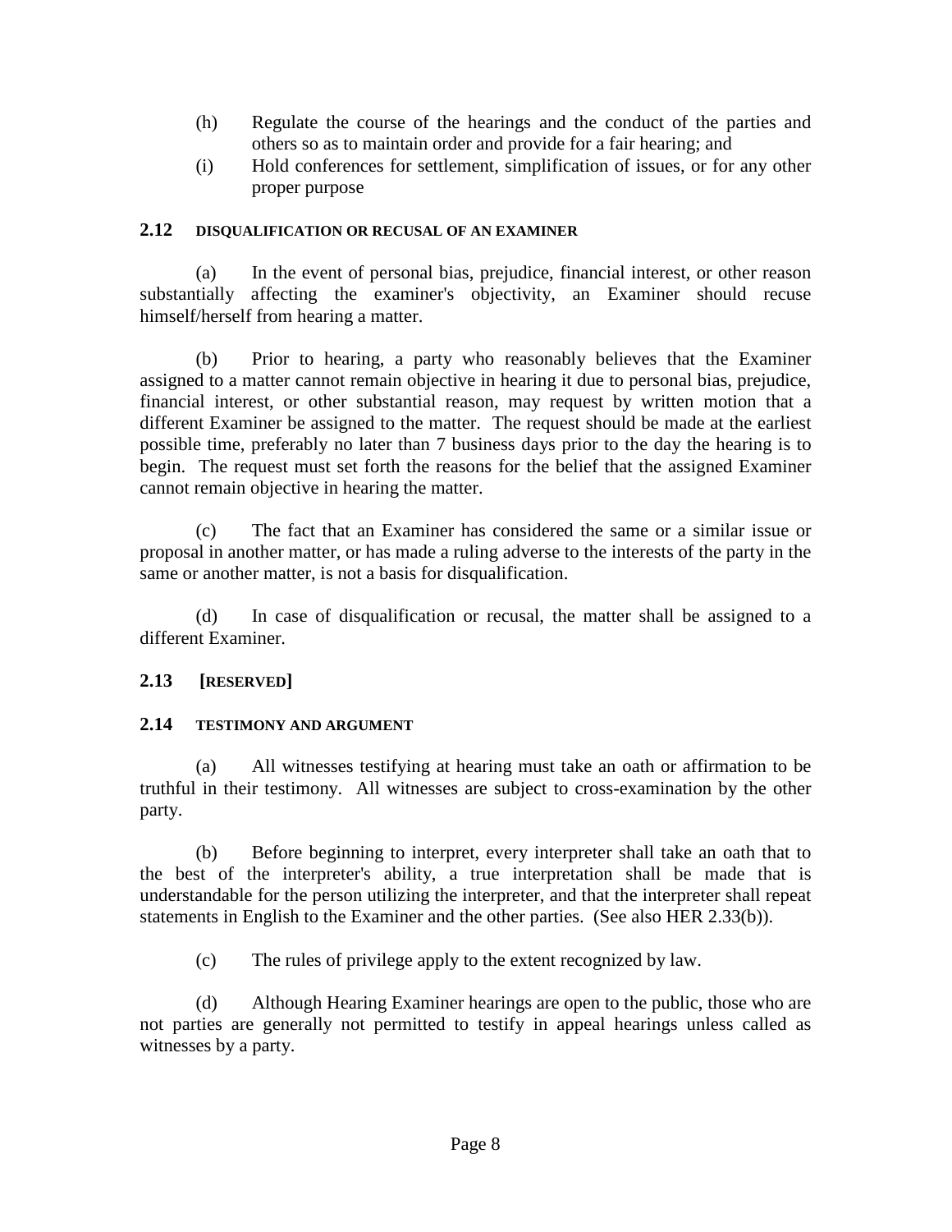(h) Regulate the course of the hearings and the conduct of the parties and others so as to maintain order and provide for a fair hearing; and

(i) Hold conferences for settlement, simplification of issues, or for any other proper purpose

### 2.12 DISQUALIFICATION OR RECUSAL OF AN EXAMINER

(a) In the event of personal bias, prejudice, financial interest, or other reason substantially affecting the examiner's objectivity, an Examiner should recuse himself/herself from hearing a matter.

(b) Prior to hearing, a party who reasonably believes that the Examiner assigned to a matter cannot remain objective in hearing it due to personal bias, prejudice, financial interest, or other substantial reason, may request by written motion that a different Examiner be assigned to the matter. The request should be made at the earliest possible time, preferably no later than 7 business days prior to the day the hearing is to begin. The request must set forth the reasons for the belief that the assigned Examiner cannot remain objective in hearing the matter.

(c) The fact that an Examiner has considered the same or a similar issue or proposal in another matter, or has made a ruling adverse to the interests of the party in the same or another matter, is not a basis for disqualification.

(d) In case of disqualification or recusal, the matter shall be assigned to a different Examiner.

### 2.13 [RESERVED]

### 2.14 TESTIMONY AND ARGUMENT

(a) All witnesses testifying at hearing must take an oath or affirmation to be truthful in their testimony. All witnesses are subject to cross-examination by the other party.

(b) Before beginning to interpret, every interpreter shall take an oath that to the best of the interpreter's ability, a true interpretation shall be made that is understandable for the person utilizing the interpreter, and that the interpreter shall repeat statements in English to the Examiner and the other parties. (See also HER 2.33(b)).

(c) The rules of privilege apply to the extent recognized by law.

(d) Although Hearing Examiner hearings are open to the public, those who are not parties are generally not permitted to testify in appeal hearings unless called as witnesses by a party.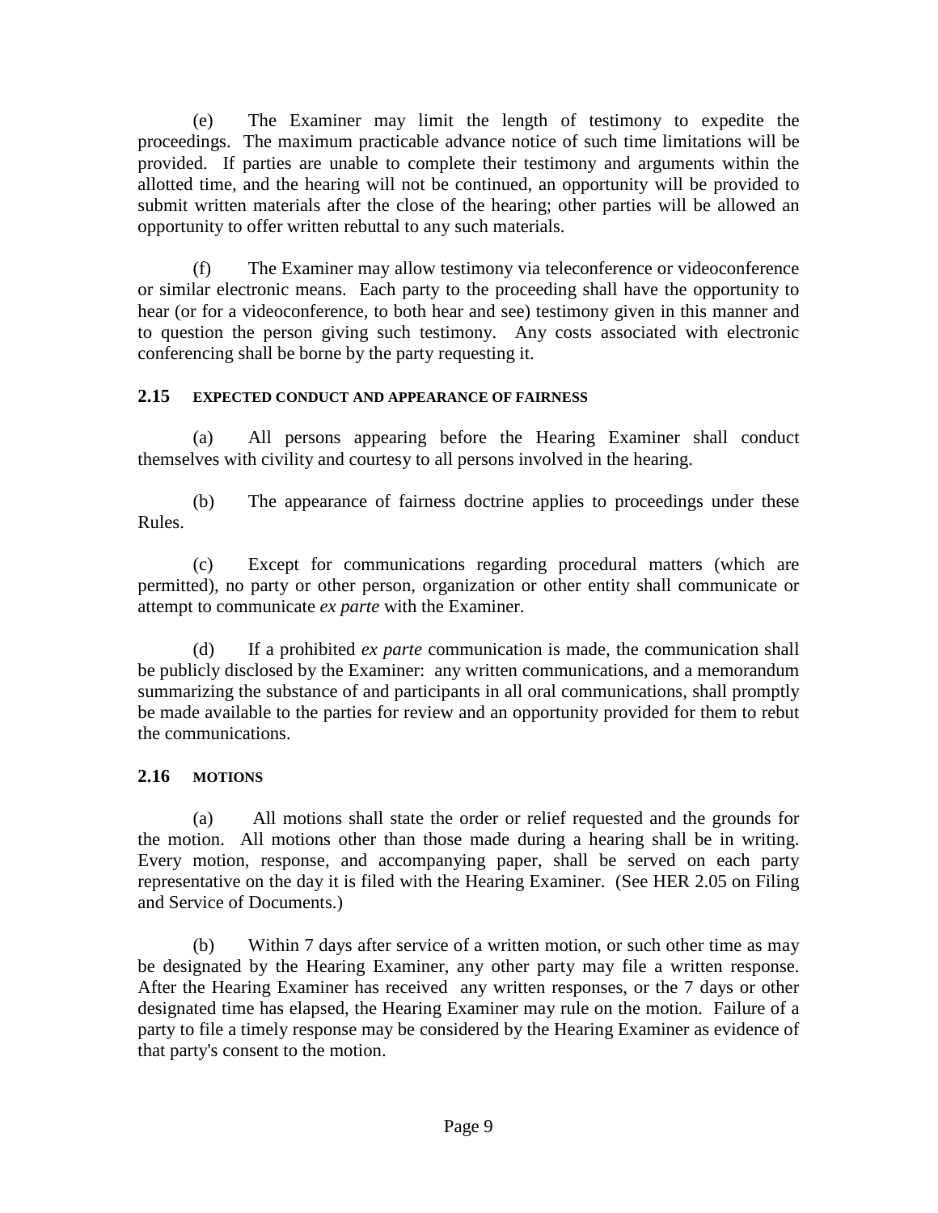(e) The Examiner may limit the length of testimony to expedite the proceedings. The maximum practicable advance notice of such time limitations will be provided. If parties are unable to complete their testimony and arguments within the allotted time, and the hearing will not be continued, an opportunity will be provided to submit written materials after the close of the hearing; other parties will be allowed an opportunity to offer written rebuttal to any such materials.

(f) The Examiner may allow testimony via teleconference or videoconference or similar electronic means. Each party to the proceeding shall have the opportunity to hear (or for a videoconference, to both hear and see) testimony given in this manner and to question the person giving such testimony. Any costs associated with electronic conferencing shall be borne by the party requesting it.

### 2.15 EXPECTED CONDUCT AND APPEARANCE OF FAIRNESS

(a) All persons appearing before the Hearing Examiner shall conduct themselves with civility and courtesy to all persons involved in the hearing.

(b) The appearance of fairness doctrine applies to proceedings under these Rules.

(c) Except for communications regarding procedural matters (which are permitted), no party or other person, organization or other entity shall communicate or attempt to communicate *ex parte* with the Examiner.

(d) If a prohibited *ex parte* communication is made, the communication shall be publicly disclosed by the Examiner: any written communications, and a memorandum summarizing the substance of and participants in all oral communications, shall promptly be made available to the parties for review and an opportunity provided for them to rebut the communications.

### 2.16 MOTIONS

(a) All motions shall state the order or relief requested and the grounds for the motion. All motions other than those made during a hearing shall be in writing. Every motion, response, and accompanying paper, shall be served on each party representative on the day it is filed with the Hearing Examiner. (See HER 2.05 on Filing and Service of Documents.)

(b) Within 7 days after service of a written motion, or such other time as may be designated by the Hearing Examiner, any other party may file a written response. After the Hearing Examiner has received any written responses, or the 7 days or other designated time has elapsed, the Hearing Examiner may rule on the motion. Failure of a party to file a timely response may be considered by the Hearing Examiner as evidence of that party's consent to the motion.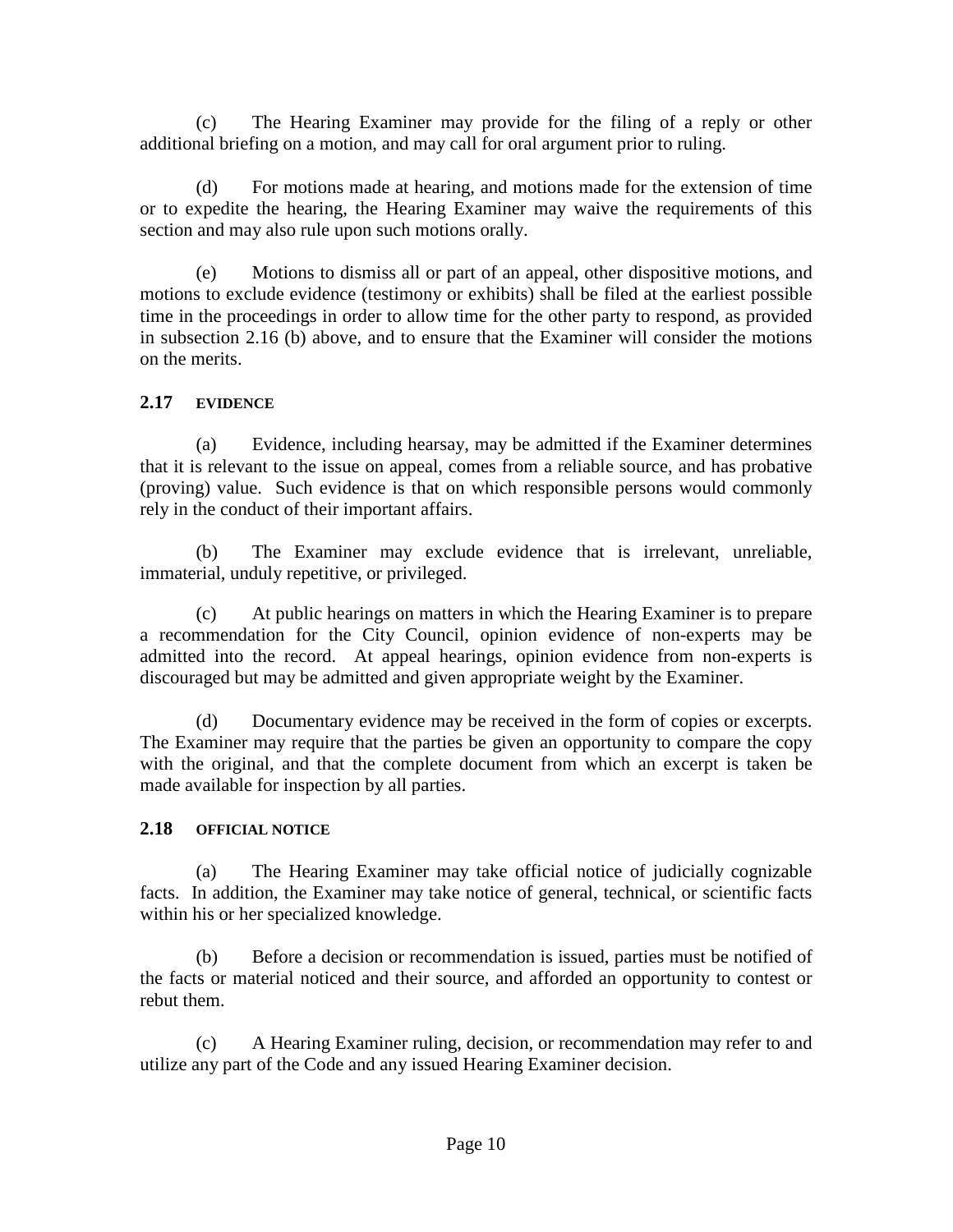(c) The Hearing Examiner may provide for the filing of a reply or other additional briefing on a motion, and may call for oral argument prior to ruling.

(d) For motions made at hearing, and motions made for the extension of time or to expedite the hearing, the Hearing Examiner may waive the requirements of this section and may also rule upon such motions orally.

(e) Motions to dismiss all or part of an appeal, other dispositive motions, and motions to exclude evidence (testimony or exhibits) shall be filed at the earliest possible time in the proceedings in order to allow time for the other party to respond, as provided in subsection 2.16 (b) above, and to ensure that the Examiner will consider the motions on the merits.

### 2.17 EVIDENCE

(a) Evidence, including hearsay, may be admitted if the Examiner determines that it is relevant to the issue on appeal, comes from a reliable source, and has probative (proving) value. Such evidence is that on which responsible persons would commonly rely in the conduct of their important affairs.

(b) The Examiner may exclude evidence that is irrelevant, unreliable, immaterial, unduly repetitive, or privileged.

(c) At public hearings on matters in which the Hearing Examiner is to prepare a recommendation for the City Council, opinion evidence of non-experts may be admitted into the record. At appeal hearings, opinion evidence from non-experts is discouraged but may be admitted and given appropriate weight by the Examiner.

(d) Documentary evidence may be received in the form of copies or excerpts. The Examiner may require that the parties be given an opportunity to compare the copy with the original, and that the complete document from which an excerpt is taken be made available for inspection by all parties.

### 2.18 OFFICIAL NOTICE

(a) The Hearing Examiner may take official notice of judicially cognizable facts. In addition, the Examiner may take notice of general, technical, or scientific facts within his or her specialized knowledge.

(b) Before a decision or recommendation is issued, parties must be notified of the facts or material noticed and their source, and afforded an opportunity to contest or rebut them.

(c) A Hearing Examiner ruling, decision, or recommendation may refer to and utilize any part of the Code and any issued Hearing Examiner decision.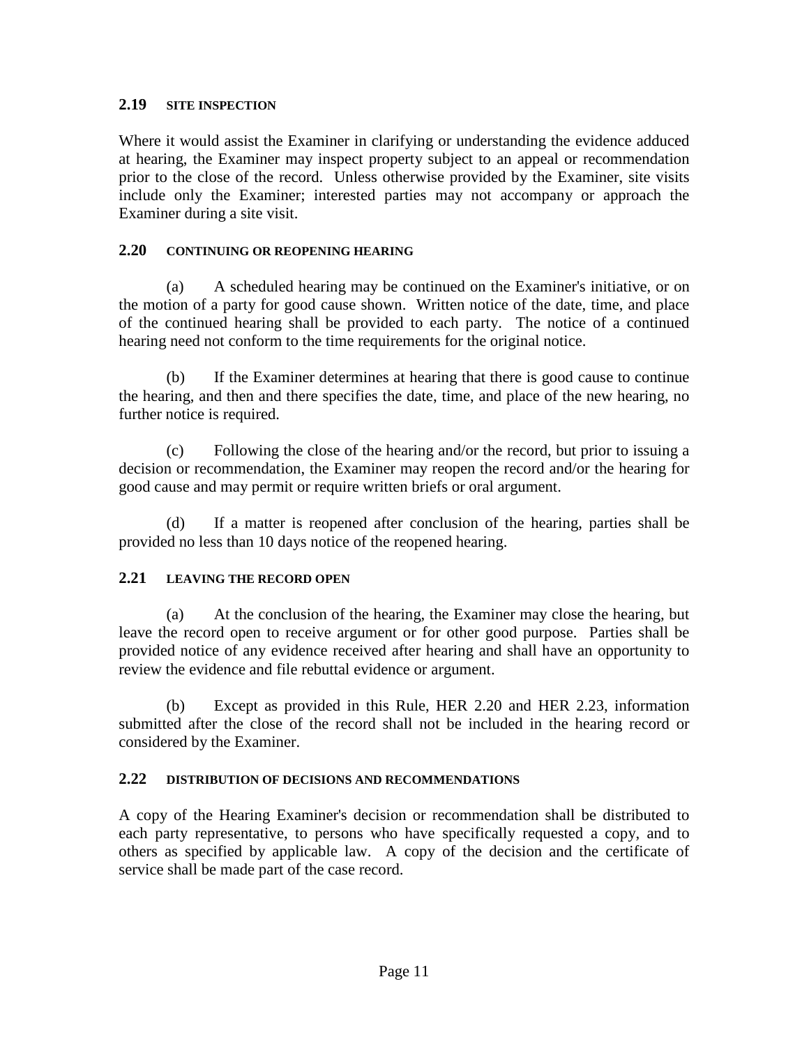### 2.19 SITE INSPECTION

Where it would assist the Examiner in clarifying or understanding the evidence adduced at hearing, the Examiner may inspect property subject to an appeal or recommendation prior to the close of the record. Unless otherwise provided by the Examiner, site visits include only the Examiner; interested parties may not accompany or approach the Examiner during a site visit.

### 2.20 CONTINUING OR REOPENING HEARING

(a) A scheduled hearing may be continued on the Examiner's initiative, or on the motion of a party for good cause shown. Written notice of the date, time, and place of the continued hearing shall be provided to each party. The notice of a continued hearing need not conform to the time requirements for the original notice.

(b) If the Examiner determines at hearing that there is good cause to continue the hearing, and then and there specifies the date, time, and place of the new hearing, no further notice is required.

(c) Following the close of the hearing and/or the record, but prior to issuing a decision or recommendation, the Examiner may reopen the record and/or the hearing for good cause and may permit or require written briefs or oral argument.

(d) If a matter is reopened after conclusion of the hearing, parties shall be provided no less than 10 days notice of the reopened hearing.

### 2.21 LEAVING THE RECORD OPEN

(a) At the conclusion of the hearing, the Examiner may close the hearing, but leave the record open to receive argument or for other good purpose. Parties shall be provided notice of any evidence received after hearing and shall have an opportunity to review the evidence and file rebuttal evidence or argument.

(b) Except as provided in this Rule, HER 2.20 and HER 2.23, information submitted after the close of the record shall not be included in the hearing record or considered by the Examiner.

### 2.22 DISTRIBUTION OF DECISIONS AND RECOMMENDATIONS

A copy of the Hearing Examiner's decision or recommendation shall be distributed to each party representative, to persons who have specifically requested a copy, and to others as specified by applicable law. A copy of the decision and the certificate of service shall be made part of the case record.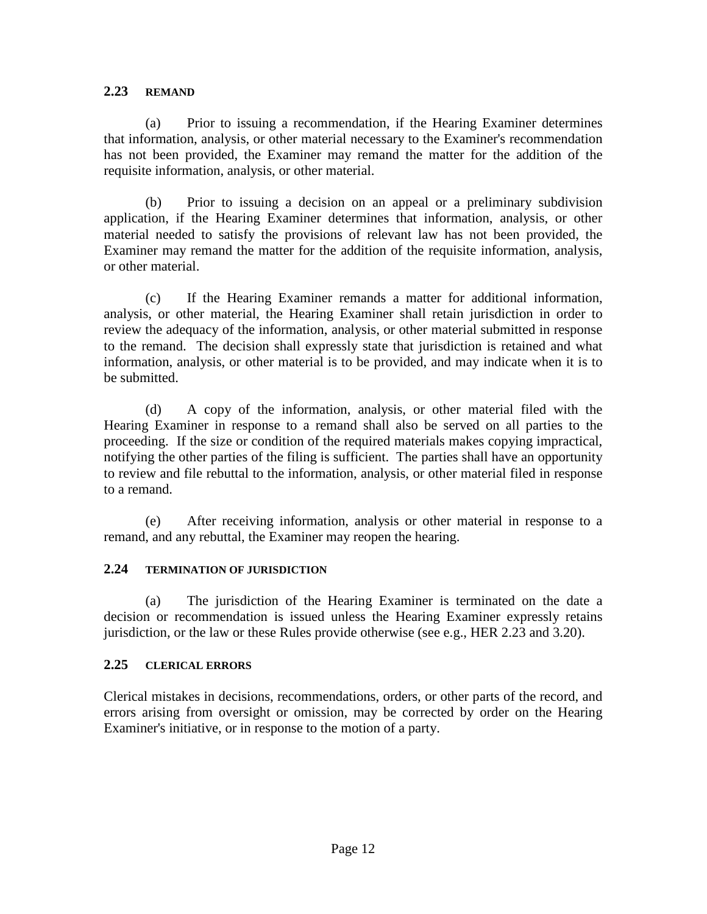## 2.23 REMAND

(a) Prior to issuing a recommendation, if the Hearing Examiner determines that information, analysis, or other material necessary to the Examiner's recommendation has not been provided, the Examiner may remand the matter for the addition of the requisite information, analysis, or other material.

(b) Prior to issuing a decision on an appeal or a preliminary subdivision application, if the Hearing Examiner determines that information, analysis, or other material needed to satisfy the provisions of relevant law has not been provided, the Examiner may remand the matter for the addition of the requisite information, analysis, or other material.

(c) If the Hearing Examiner remands a matter for additional information, analysis, or other material, the Hearing Examiner shall retain jurisdiction in order to review the adequacy of the information, analysis, or other material submitted in response to the remand. The decision shall expressly state that jurisdiction is retained and what information, analysis, or other material is to be provided, and may indicate when it is to be submitted.

(d) A copy of the information, analysis, or other material filed with the Hearing Examiner in response to a remand shall also be served on all parties to the proceeding. If the size or condition of the required materials makes copying impractical, notifying the other parties of the filing is sufficient. The parties shall have an opportunity to review and file rebuttal to the information, analysis, or other material filed in response to a remand.

(e) After receiving information, analysis or other material in response to a remand, and any rebuttal, the Examiner may reopen the hearing.

## 2.24 TERMINATION OF JURISDICTION

(a) The jurisdiction of the Hearing Examiner is terminated on the date a decision or recommendation is issued unless the Hearing Examiner expressly retains jurisdiction, or the law or these Rules provide otherwise (see e.g., HER 2.23 and 3.20).

## 2.25 CLERICAL ERRORS

Clerical mistakes in decisions, recommendations, orders, or other parts of the record, and errors arising from oversight or omission, may be corrected by order on the Hearing Examiner's initiative, or in response to the motion of a party.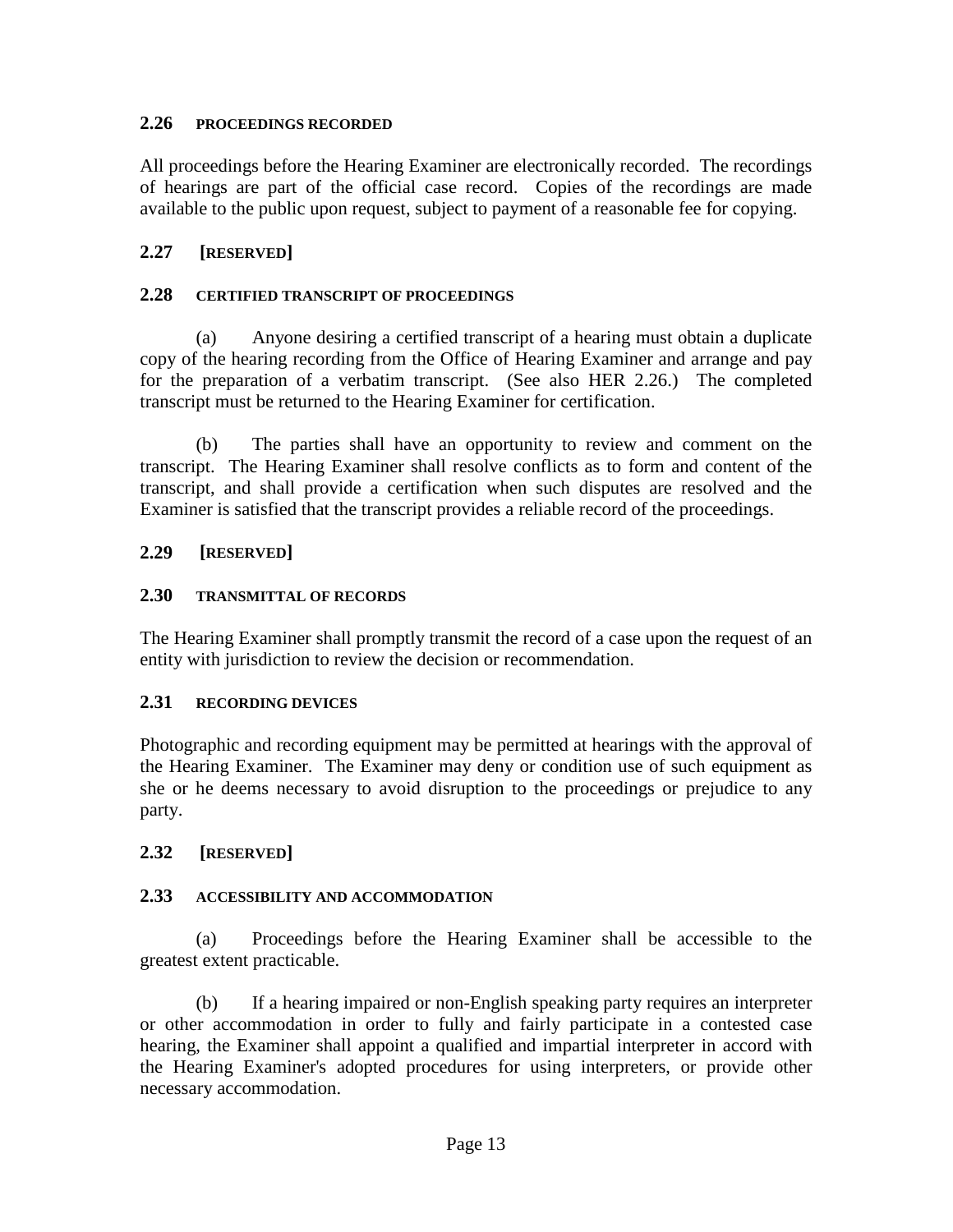### 2.26 PROCEEDINGS RECORDED

All proceedings before the Hearing Examiner are electronically recorded. The recordings of hearings are part of the official case record. Copies of the recordings are made available to the public upon request, subject to payment of a reasonable fee for copying.

### 2.27 [RESERVED]

### 2.28 CERTIFIED TRANSCRIPT OF PROCEEDINGS

(a) Anyone desiring a certified transcript of a hearing must obtain a duplicate copy of the hearing recording from the Office of Hearing Examiner and arrange and pay for the preparation of a verbatim transcript. (See also HER 2.26.) The completed transcript must be returned to the Hearing Examiner for certification.

(b) The parties shall have an opportunity to review and comment on the transcript. The Hearing Examiner shall resolve conflicts as to form and content of the transcript, and shall provide a certification when such disputes are resolved and the Examiner is satisfied that the transcript provides a reliable record of the proceedings.

### 2.29 [RESERVED]

### 2.30 TRANSMITTAL OF RECORDS

The Hearing Examiner shall promptly transmit the record of a case upon the request of an entity with jurisdiction to review the decision or recommendation.

### 2.31 RECORDING DEVICES

Photographic and recording equipment may be permitted at hearings with the approval of the Hearing Examiner. The Examiner may deny or condition use of such equipment as she or he deems necessary to avoid disruption to the proceedings or prejudice to any party.

### 2.32 [RESERVED]

### 2.33 ACCESSIBILITY AND ACCOMMODATION

(a) Proceedings before the Hearing Examiner shall be accessible to the greatest extent practicable.

(b) If a hearing impaired or non-English speaking party requires an interpreter or other accommodation in order to fully and fairly participate in a contested case hearing, the Examiner shall appoint a qualified and impartial interpreter in accord with the Hearing Examiner's adopted procedures for using interpreters, or provide other necessary accommodation.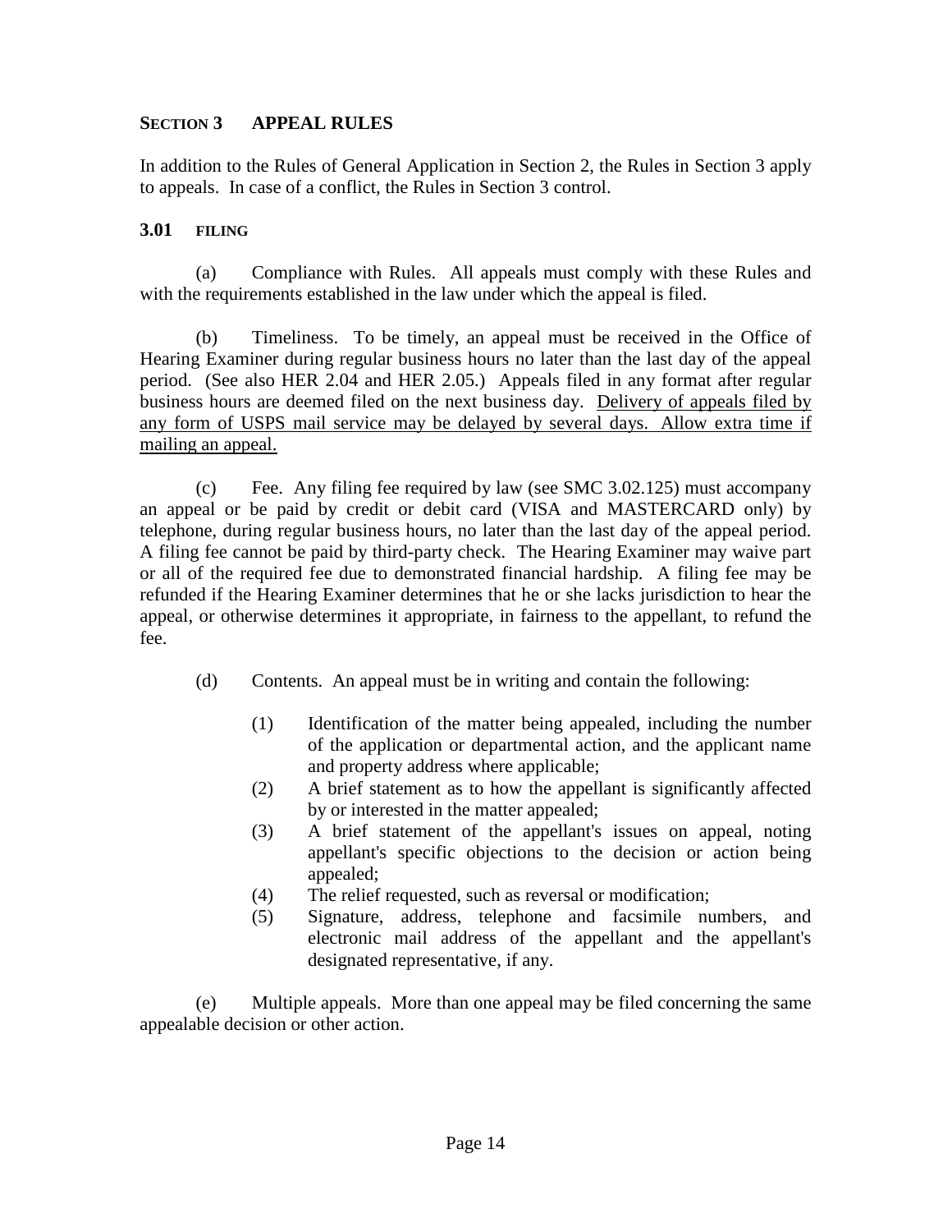## SECTION 3 APPEAL RULES

In addition to the Rules of General Application in Section 2, the Rules in Section 3 apply to appeals. In case of a conflict, the Rules in Section 3 control.

### 3.01 FILING

(a) Compliance with Rules. All appeals must comply with these Rules and with the requirements established in the law under which the appeal is filed.

(b) Timeliness. To be timely, an appeal must be received in the Office of Hearing Examiner during regular business hours no later than the last day of the appeal period. (See also HER 2.04 and HER 2.05.) Appeals filed in any format after regular business hours are deemed filed on the next business day. <u>Delivery of appeals filed by any form of USPS mail service may be delayed by several days. Allow extra time if mailing an appeal.</u>

(c) Fee. Any filing fee required by law (see SMC 3.02.125) must accompany an appeal or be paid by credit or debit card (VISA and MASTERCARD only) by telephone, during regular business hours, no later than the last day of the appeal period. A filing fee cannot be paid by third-party check. The Hearing Examiner may waive part or all of the required fee due to demonstrated financial hardship. A filing fee may be refunded if the Hearing Examiner determines that he or she lacks jurisdiction to hear the appeal, or otherwise determines it appropriate, in fairness to the appellant, to refund the fee.

(d) Contents. An appeal must be in writing and contain the following:

(1) Identification of the matter being appealed, including the number of the application or departmental action, and the applicant name and property address where applicable;

(2) A brief statement as to how the appellant is significantly affected by or interested in the matter appealed;

(3) A brief statement of the appellant's issues on appeal, noting appellant's specific objections to the decision or action being appealed;

(4) The relief requested, such as reversal or modification;

(5) Signature, address, telephone and facsimile numbers, and electronic mail address of the appellant and the appellant's designated representative, if any.

(e) Multiple appeals. More than one appeal may be filed concerning the same appealable decision or other action.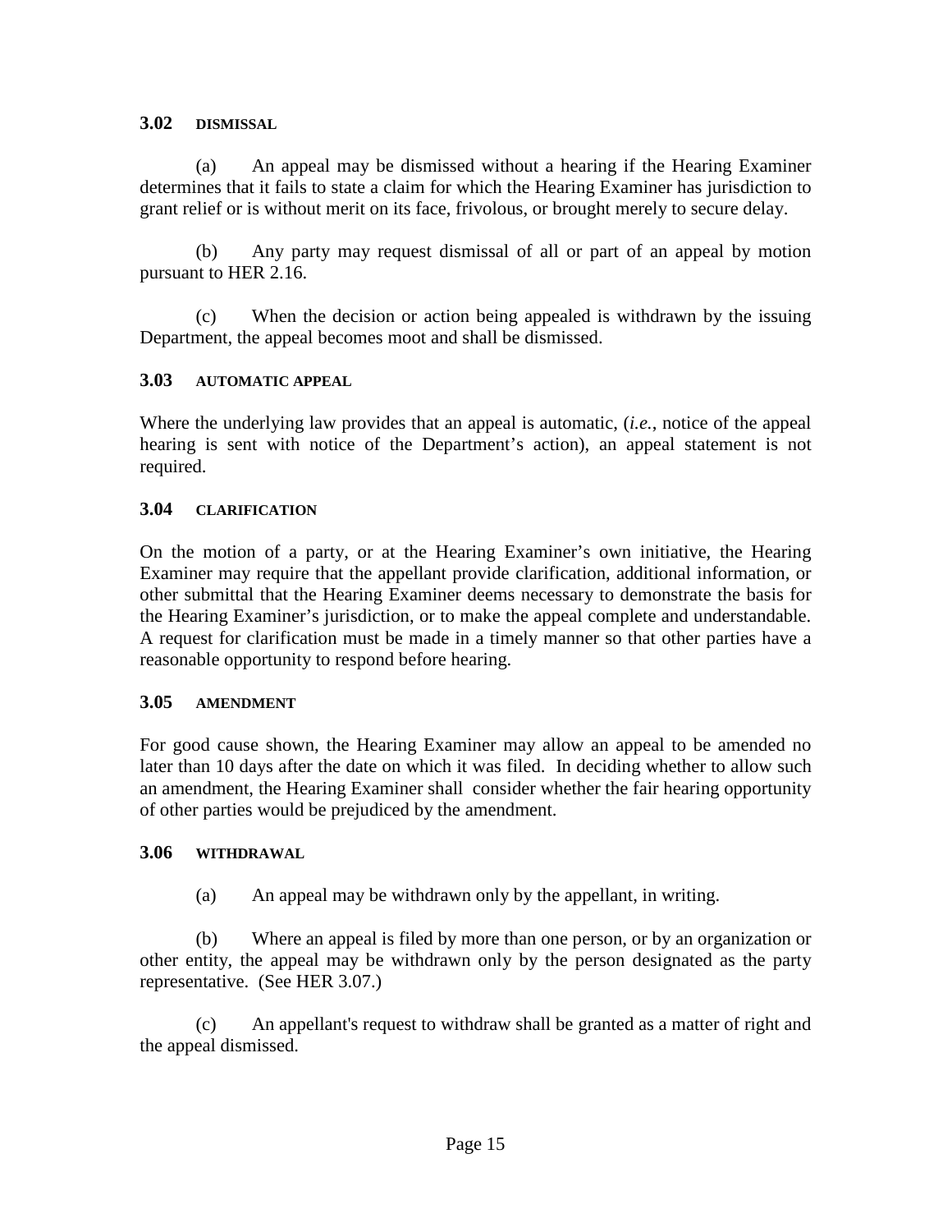### 3.02 DISMISSAL

(a) An appeal may be dismissed without a hearing if the Hearing Examiner determines that it fails to state a claim for which the Hearing Examiner has jurisdiction to grant relief or is without merit on its face, frivolous, or brought merely to secure delay.

(b) Any party may request dismissal of all or part of an appeal by motion pursuant to HER 2.16.

(c) When the decision or action being appealed is withdrawn by the issuing Department, the appeal becomes moot and shall be dismissed.

### 3.03 AUTOMATIC APPEAL

Where the underlying law provides that an appeal is automatic, (*i.e.*, notice of the appeal hearing is sent with notice of the Department's action), an appeal statement is not required.

### 3.04 CLARIFICATION

On the motion of a party, or at the Hearing Examiner's own initiative, the Hearing Examiner may require that the appellant provide clarification, additional information, or other submittal that the Hearing Examiner deems necessary to demonstrate the basis for the Hearing Examiner's jurisdiction, or to make the appeal complete and understandable. A request for clarification must be made in a timely manner so that other parties have a reasonable opportunity to respond before hearing.

### 3.05 AMENDMENT

For good cause shown, the Hearing Examiner may allow an appeal to be amended no later than 10 days after the date on which it was filed. In deciding whether to allow such an amendment, the Hearing Examiner shall consider whether the fair hearing opportunity of other parties would be prejudiced by the amendment.

### 3.06 WITHDRAWAL

(a) An appeal may be withdrawn only by the appellant, in writing.

(b) Where an appeal is filed by more than one person, or by an organization or other entity, the appeal may be withdrawn only by the person designated as the party representative. (See HER 3.07.)

(c) An appellant's request to withdraw shall be granted as a matter of right and the appeal dismissed.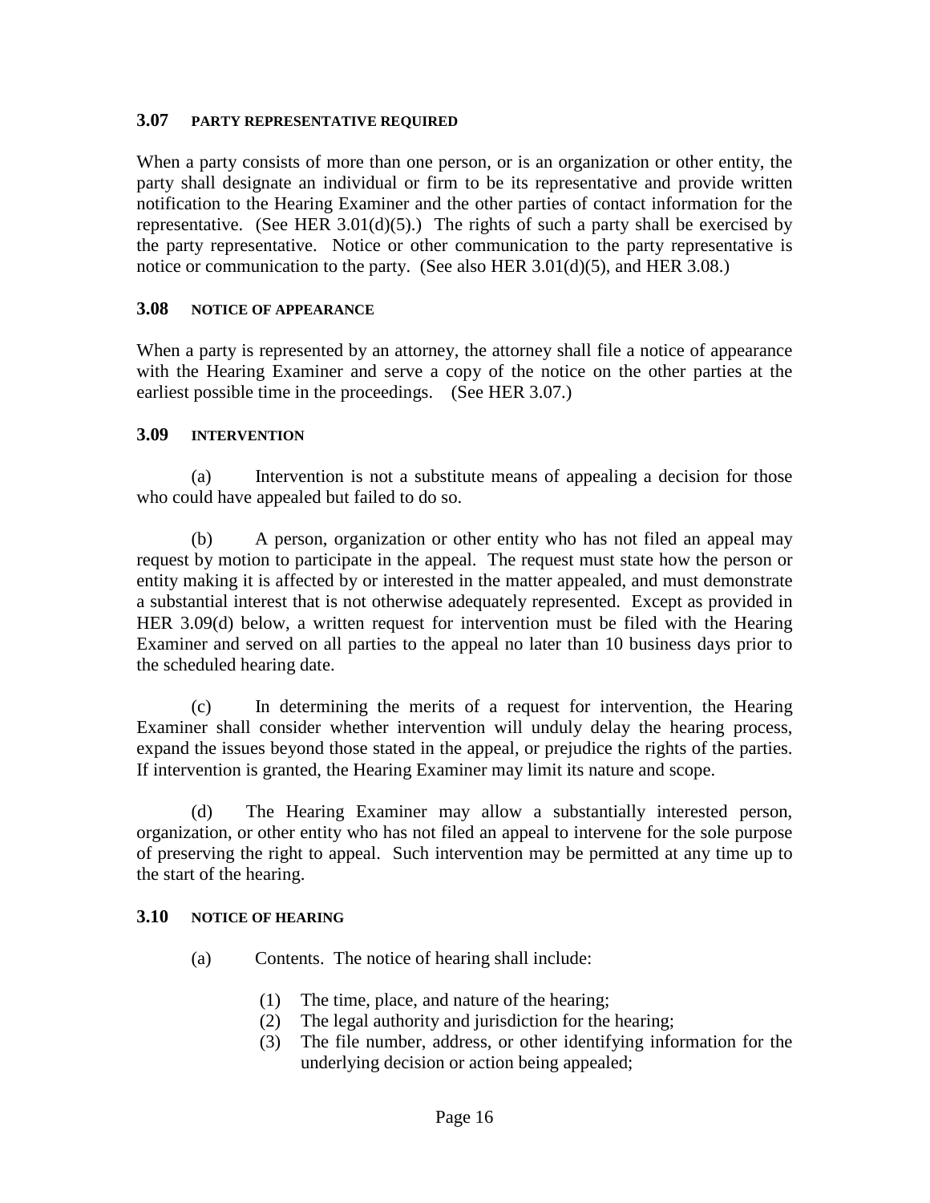### 3.07 PARTY REPRESENTATIVE REQUIRED

When a party consists of more than one person, or is an organization or other entity, the party shall designate an individual or firm to be its representative and provide written notification to the Hearing Examiner and the other parties of contact information for the representative. (See HER 3.01(d)(5).) The rights of such a party shall be exercised by the party representative. Notice or other communication to the party representative is notice or communication to the party. (See also HER 3.01(d)(5), and HER 3.08.)

### 3.08 NOTICE OF APPEARANCE

When a party is represented by an attorney, the attorney shall file a notice of appearance with the Hearing Examiner and serve a copy of the notice on the other parties at the earliest possible time in the proceedings. (See HER 3.07.)

### 3.09 INTERVENTION

(a) Intervention is not a substitute means of appealing a decision for those who could have appealed but failed to do so.

(b) A person, organization or other entity who has not filed an appeal may request by motion to participate in the appeal. The request must state how the person or entity making it is affected by or interested in the matter appealed, and must demonstrate a substantial interest that is not otherwise adequately represented. Except as provided in HER 3.09(d) below, a written request for intervention must be filed with the Hearing Examiner and served on all parties to the appeal no later than 10 business days prior to the scheduled hearing date.

(c) In determining the merits of a request for intervention, the Hearing Examiner shall consider whether intervention will unduly delay the hearing process, expand the issues beyond those stated in the appeal, or prejudice the rights of the parties. If intervention is granted, the Hearing Examiner may limit its nature and scope.

(d) The Hearing Examiner may allow a substantially interested person, organization, or other entity who has not filed an appeal to intervene for the sole purpose of preserving the right to appeal. Such intervention may be permitted at any time up to the start of the hearing.

### 3.10 NOTICE OF HEARING

(a) Contents. The notice of hearing shall include:

(1) The time, place, and nature of the hearing;
(2) The legal authority and jurisdiction for the hearing;
(3) The file number, address, or other identifying information for the underlying decision or action being appealed;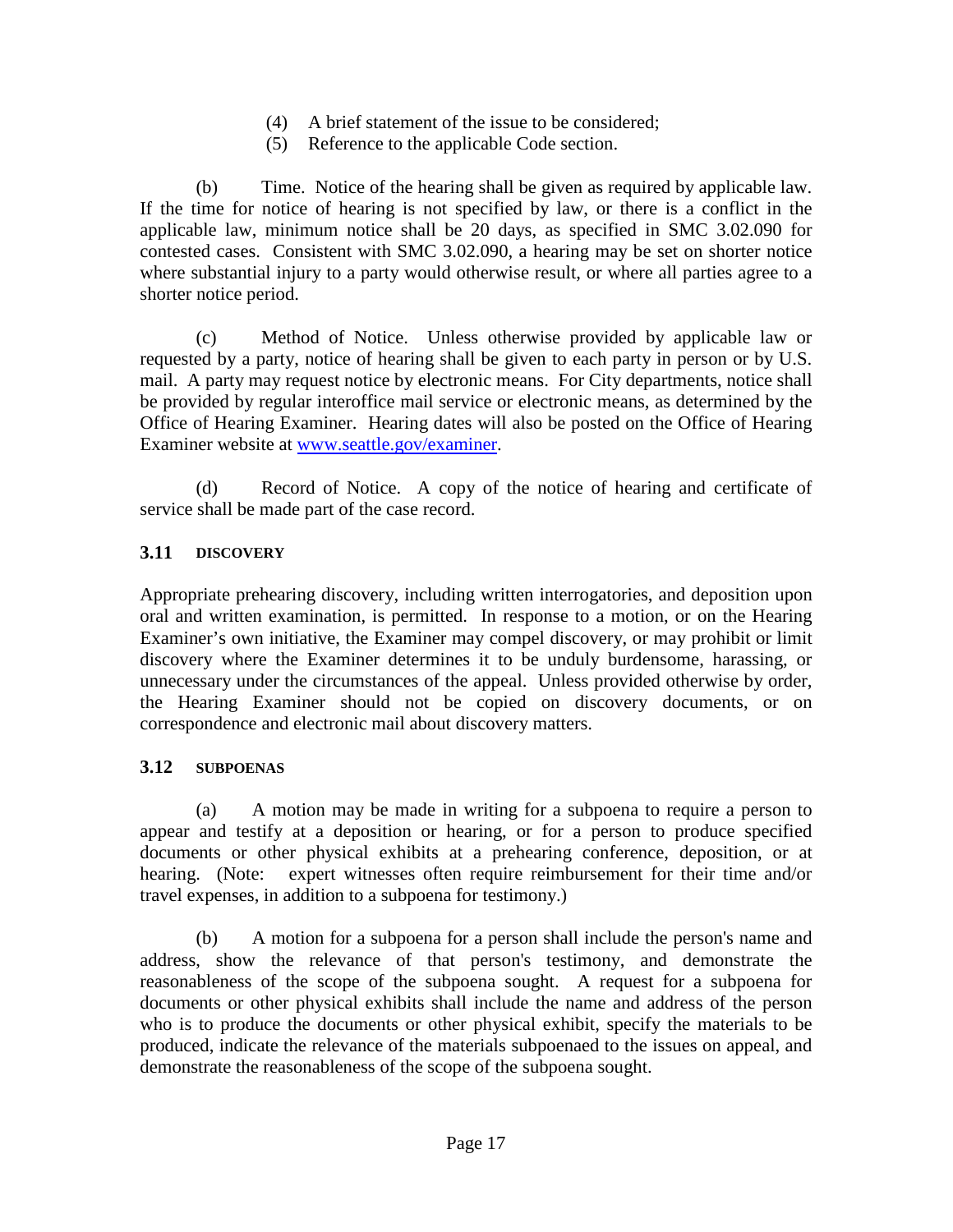(4) A brief statement of the issue to be considered;
(5) Reference to the applicable Code section.

(b) Time. Notice of the hearing shall be given as required by applicable law. If the time for notice of hearing is not specified by law, or there is a conflict in the applicable law, minimum notice shall be 20 days, as specified in SMC 3.02.090 for contested cases. Consistent with SMC 3.02.090, a hearing may be set on shorter notice where substantial injury to a party would otherwise result, or where all parties agree to a shorter notice period.

(c) Method of Notice. Unless otherwise provided by applicable law or requested by a party, notice of hearing shall be given to each party in person or by U.S. mail. A party may request notice by electronic means. For City departments, notice shall be provided by regular interoffice mail service or electronic means, as determined by the Office of Hearing Examiner. Hearing dates will also be posted on the Office of Hearing Examiner website at [www.seattle.gov/examiner](http://www.seattle.gov/examiner).

(d) Record of Notice. A copy of the notice of hearing and certificate of service shall be made part of the case record.

### 3.11 DISCOVERY

Appropriate prehearing discovery, including written interrogatories, and deposition upon oral and written examination, is permitted. In response to a motion, or on the Hearing Examiner's own initiative, the Examiner may compel discovery, or may prohibit or limit discovery where the Examiner determines it to be unduly burdensome, harassing, or unnecessary under the circumstances of the appeal. Unless provided otherwise by order, the Hearing Examiner should not be copied on discovery documents, or on correspondence and electronic mail about discovery matters.

### 3.12 SUBPOENAS

(a) A motion may be made in writing for a subpoena to require a person to appear and testify at a deposition or hearing, or for a person to produce specified documents or other physical exhibits at a prehearing conference, deposition, or at hearing. (Note: expert witnesses often require reimbursement for their time and/or travel expenses, in addition to a subpoena for testimony.)

(b) A motion for a subpoena for a person shall include the person's name and address, show the relevance of that person's testimony, and demonstrate the reasonableness of the scope of the subpoena sought. A request for a subpoena for documents or other physical exhibits shall include the name and address of the person who is to produce the documents or other physical exhibit, specify the materials to be produced, indicate the relevance of the materials subpoenaed to the issues on appeal, and demonstrate the reasonableness of the scope of the subpoena sought.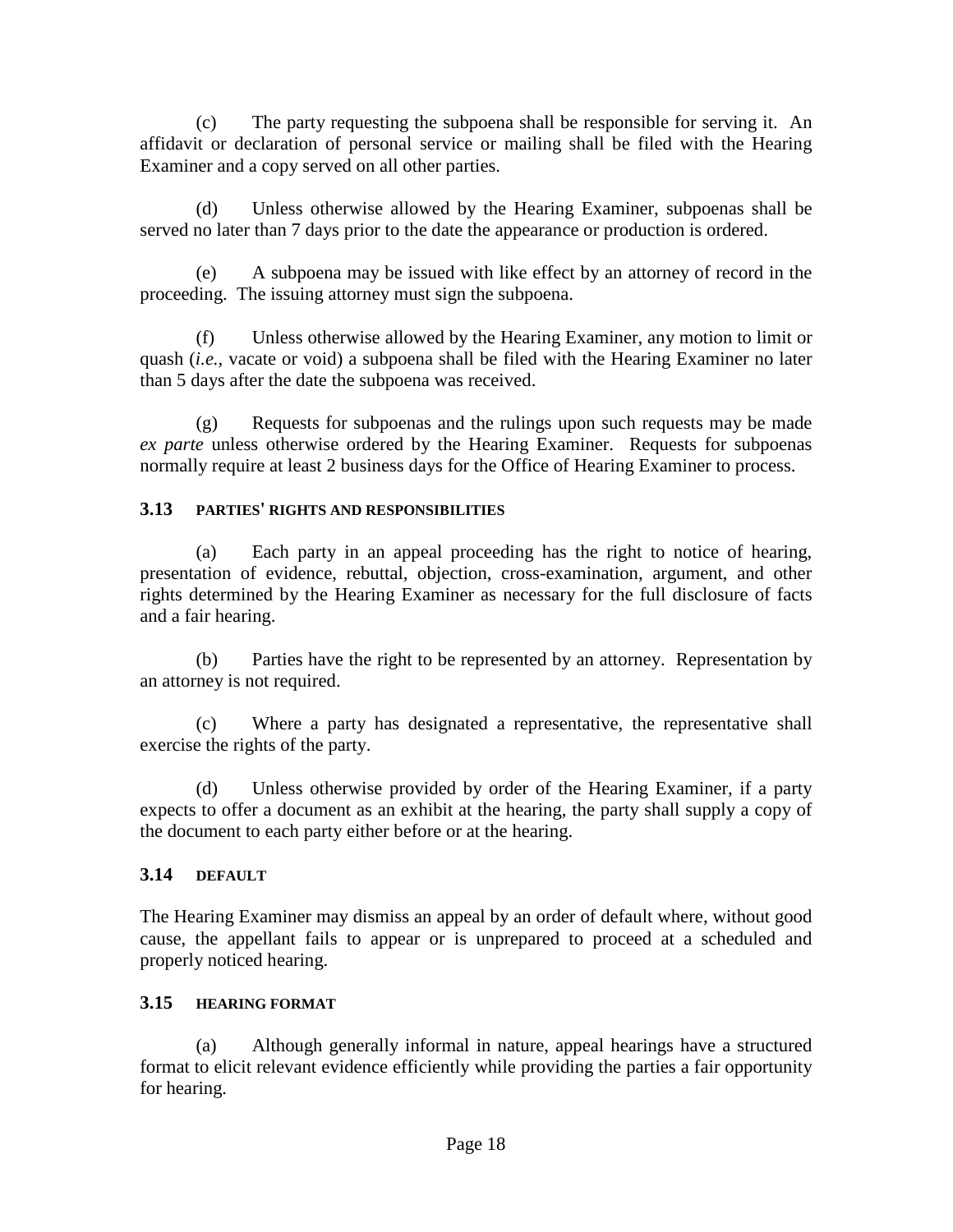(c) The party requesting the subpoena shall be responsible for serving it. An affidavit or declaration of personal service or mailing shall be filed with the Hearing Examiner and a copy served on all other parties.

(d) Unless otherwise allowed by the Hearing Examiner, subpoenas shall be served no later than 7 days prior to the date the appearance or production is ordered.

(e) A subpoena may be issued with like effect by an attorney of record in the proceeding. The issuing attorney must sign the subpoena.

(f) Unless otherwise allowed by the Hearing Examiner, any motion to limit or quash (*i.e.*, vacate or void) a subpoena shall be filed with the Hearing Examiner no later than 5 days after the date the subpoena was received.

(g) Requests for subpoenas and the rulings upon such requests may be made *ex parte* unless otherwise ordered by the Hearing Examiner. Requests for subpoenas normally require at least 2 business days for the Office of Hearing Examiner to process.

### 3.13 PARTIES' RIGHTS AND RESPONSIBILITIES

(a) Each party in an appeal proceeding has the right to notice of hearing, presentation of evidence, rebuttal, objection, cross-examination, argument, and other rights determined by the Hearing Examiner as necessary for the full disclosure of facts and a fair hearing.

(b) Parties have the right to be represented by an attorney. Representation by an attorney is not required.

(c) Where a party has designated a representative, the representative shall exercise the rights of the party.

(d) Unless otherwise provided by order of the Hearing Examiner, if a party expects to offer a document as an exhibit at the hearing, the party shall supply a copy of the document to each party either before or at the hearing.

### 3.14 DEFAULT

The Hearing Examiner may dismiss an appeal by an order of default where, without good cause, the appellant fails to appear or is unprepared to proceed at a scheduled and properly noticed hearing.

### 3.15 HEARING FORMAT

(a) Although generally informal in nature, appeal hearings have a structured format to elicit relevant evidence efficiently while providing the parties a fair opportunity for hearing.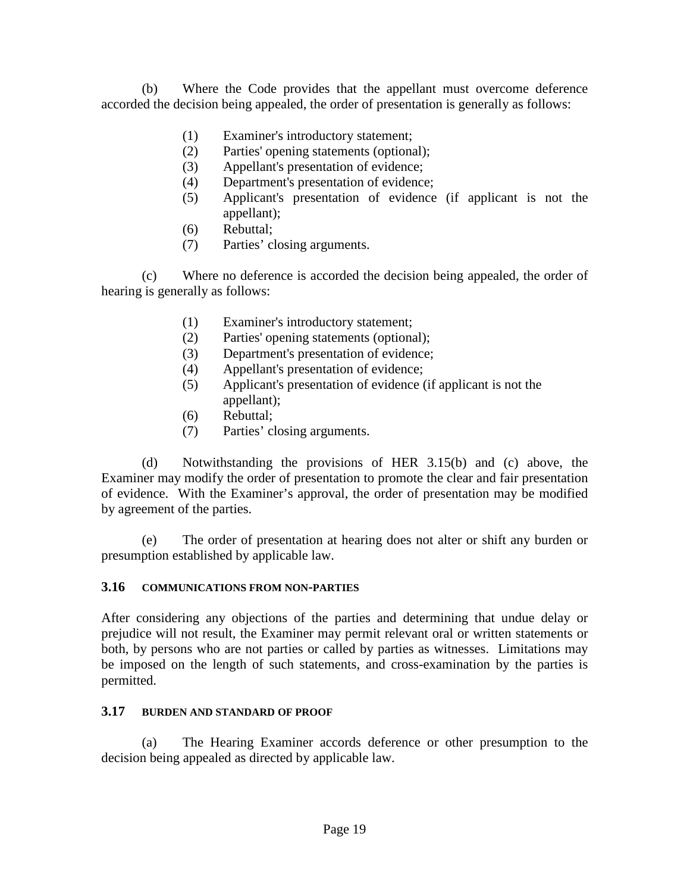(b) Where the Code provides that the appellant must overcome deference accorded the decision being appealed, the order of presentation is generally as follows:

(1) Examiner's introductory statement;
(2) Parties' opening statements (optional);
(3) Appellant's presentation of evidence;
(4) Department's presentation of evidence;
(5) Applicant's presentation of evidence (if applicant is not the appellant);
(6) Rebuttal;
(7) Parties' closing arguments.

(c) Where no deference is accorded the decision being appealed, the order of hearing is generally as follows:

(1) Examiner's introductory statement;
(2) Parties' opening statements (optional);
(3) Department's presentation of evidence;
(4) Appellant's presentation of evidence;
(5) Applicant's presentation of evidence (if applicant is not the appellant);
(6) Rebuttal;
(7) Parties' closing arguments.

(d) Notwithstanding the provisions of HER 3.15(b) and (c) above, the Examiner may modify the order of presentation to promote the clear and fair presentation of evidence. With the Examiner's approval, the order of presentation may be modified by agreement of the parties.

(e) The order of presentation at hearing does not alter or shift any burden or presumption established by applicable law.

### 3.16 COMMUNICATIONS FROM NON-PARTIES

After considering any objections of the parties and determining that undue delay or prejudice will not result, the Examiner may permit relevant oral or written statements or both, by persons who are not parties or called by parties as witnesses. Limitations may be imposed on the length of such statements, and cross-examination by the parties is permitted.

### 3.17 BURDEN AND STANDARD OF PROOF

(a) The Hearing Examiner accords deference or other presumption to the decision being appealed as directed by applicable law.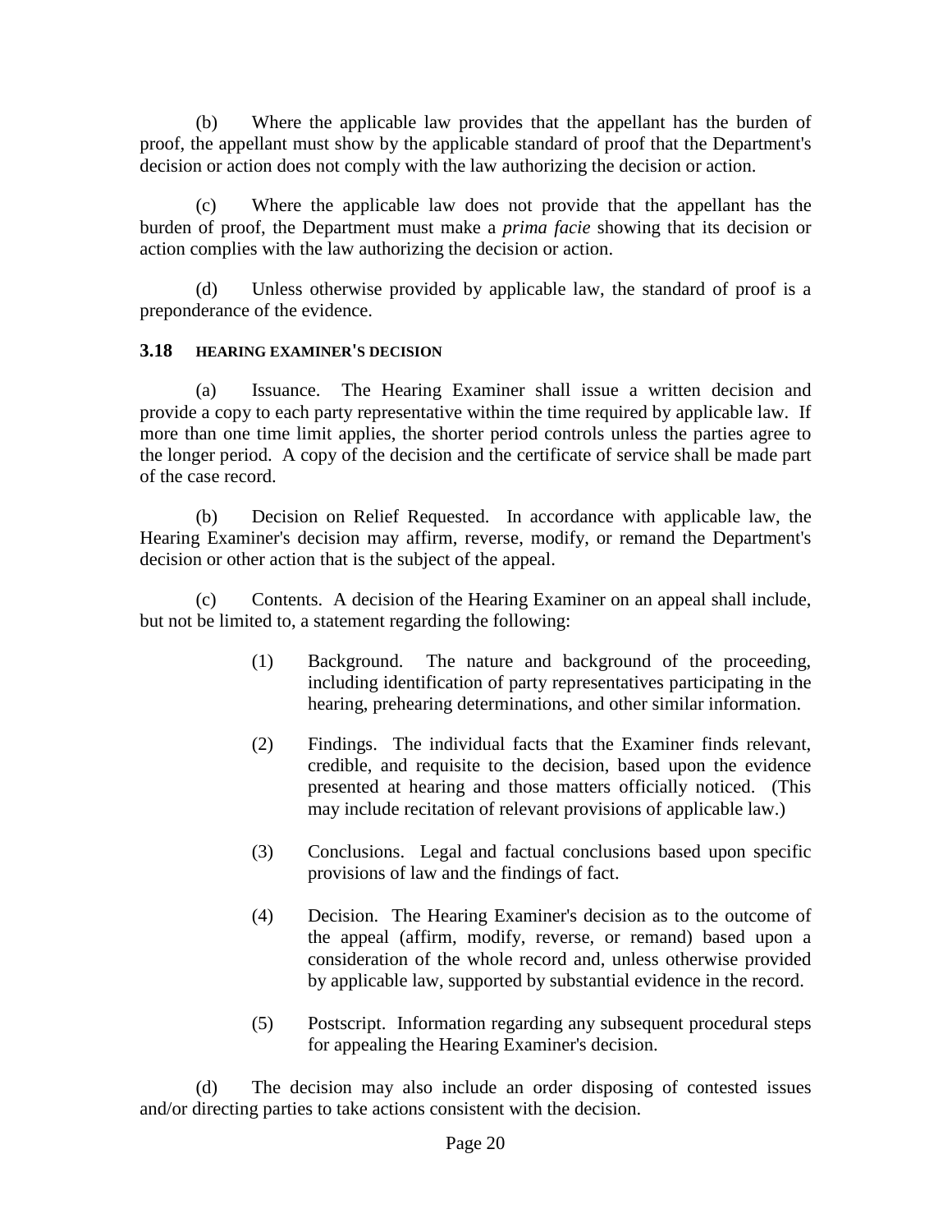(b) Where the applicable law provides that the appellant has the burden of proof, the appellant must show by the applicable standard of proof that the Department's decision or action does not comply with the law authorizing the decision or action.

(c) Where the applicable law does not provide that the appellant has the burden of proof, the Department must make a *prima facie* showing that its decision or action complies with the law authorizing the decision or action.

(d) Unless otherwise provided by applicable law, the standard of proof is a preponderance of the evidence.

### 3.18 HEARING EXAMINER'S DECISION

(a) Issuance. The Hearing Examiner shall issue a written decision and provide a copy to each party representative within the time required by applicable law. If more than one time limit applies, the shorter period controls unless the parties agree to the longer period. A copy of the decision and the certificate of service shall be made part of the case record.

(b) Decision on Relief Requested. In accordance with applicable law, the Hearing Examiner's decision may affirm, reverse, modify, or remand the Department's decision or other action that is the subject of the appeal.

(c) Contents. A decision of the Hearing Examiner on an appeal shall include, but not be limited to, a statement regarding the following:

> (1) Background. The nature and background of the proceeding, including identification of party representatives participating in the hearing, prehearing determinations, and other similar information.
>
> (2) Findings. The individual facts that the Examiner finds relevant, credible, and requisite to the decision, based upon the evidence presented at hearing and those matters officially noticed. (This may include recitation of relevant provisions of applicable law.)
>
> (3) Conclusions. Legal and factual conclusions based upon specific provisions of law and the findings of fact.
>
> (4) Decision. The Hearing Examiner's decision as to the outcome of the appeal (affirm, modify, reverse, or remand) based upon a consideration of the whole record and, unless otherwise provided by applicable law, supported by substantial evidence in the record.
>
> (5) Postscript. Information regarding any subsequent procedural steps for appealing the Hearing Examiner's decision.

(d) The decision may also include an order disposing of contested issues and/or directing parties to take actions consistent with the decision.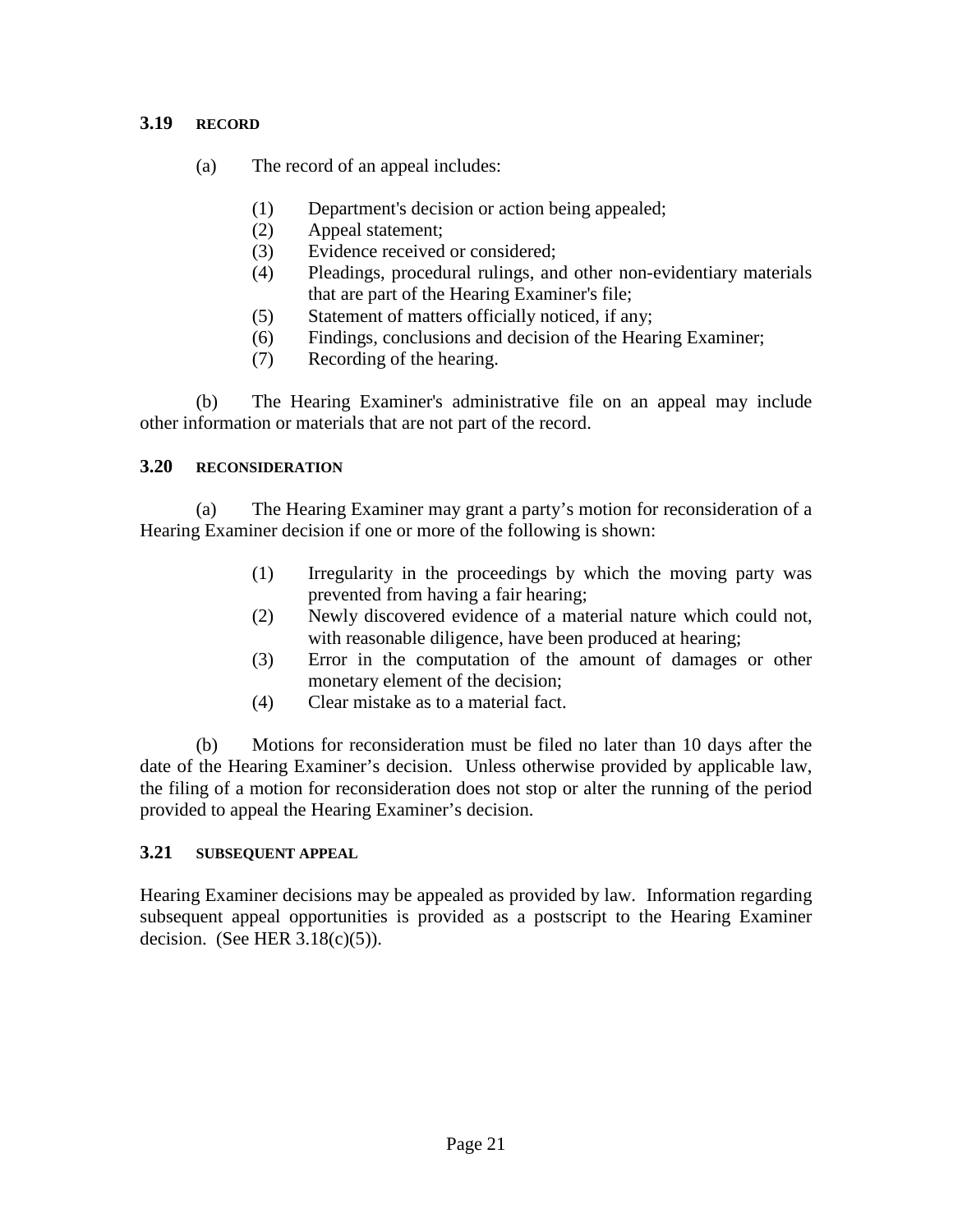### 3.19 RECORD

(a) The record of an appeal includes:

(1) Department's decision or action being appealed;
(2) Appeal statement;
(3) Evidence received or considered;
(4) Pleadings, procedural rulings, and other non-evidentiary materials that are part of the Hearing Examiner's file;
(5) Statement of matters officially noticed, if any;
(6) Findings, conclusions and decision of the Hearing Examiner;
(7) Recording of the hearing.

(b) The Hearing Examiner's administrative file on an appeal may include other information or materials that are not part of the record.

### 3.20 RECONSIDERATION

(a) The Hearing Examiner may grant a party's motion for reconsideration of a Hearing Examiner decision if one or more of the following is shown:

(1) Irregularity in the proceedings by which the moving party was prevented from having a fair hearing;
(2) Newly discovered evidence of a material nature which could not, with reasonable diligence, have been produced at hearing;
(3) Error in the computation of the amount of damages or other monetary element of the decision;
(4) Clear mistake as to a material fact.

(b) Motions for reconsideration must be filed no later than 10 days after the date of the Hearing Examiner's decision. Unless otherwise provided by applicable law, the filing of a motion for reconsideration does not stop or alter the running of the period provided to appeal the Hearing Examiner's decision.

### 3.21 SUBSEQUENT APPEAL

Hearing Examiner decisions may be appealed as provided by law. Information regarding subsequent appeal opportunities is provided as a postscript to the Hearing Examiner decision. (See HER 3.18(c)(5)).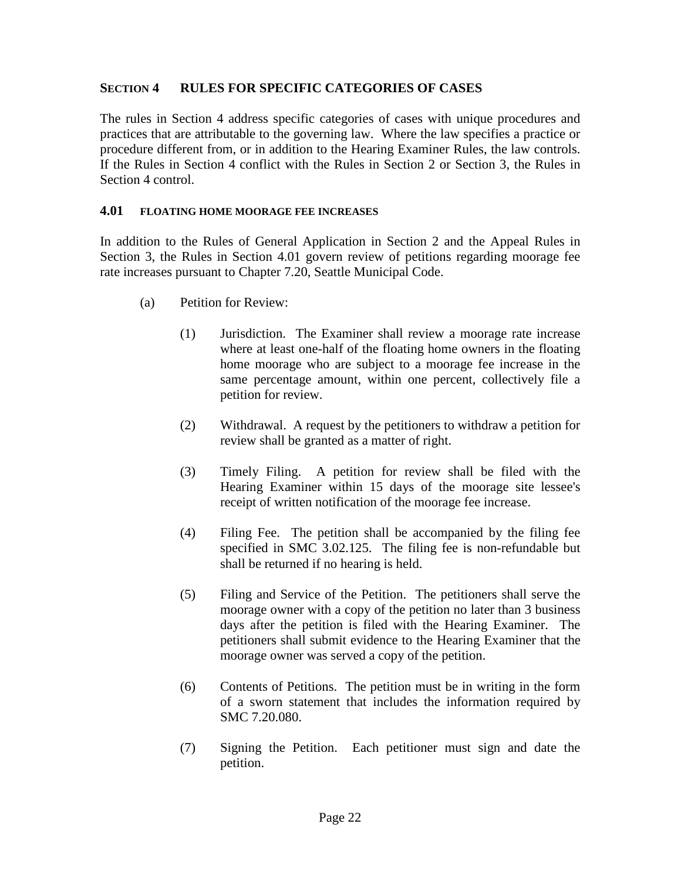## SECTION 4 RULES FOR SPECIFIC CATEGORIES OF CASES

The rules in Section 4 address specific categories of cases with unique procedures and practices that are attributable to the governing law. Where the law specifies a practice or procedure different from, or in addition to the Hearing Examiner Rules, the law controls. If the Rules in Section 4 conflict with the Rules in Section 2 or Section 3, the Rules in Section 4 control.

### 4.01 FLOATING HOME MOORAGE FEE INCREASES

In addition to the Rules of General Application in Section 2 and the Appeal Rules in Section 3, the Rules in Section 4.01 govern review of petitions regarding moorage fee rate increases pursuant to Chapter 7.20, Seattle Municipal Code.

(a) Petition for Review:

(1) Jurisdiction. The Examiner shall review a moorage rate increase where at least one-half of the floating home owners in the floating home moorage who are subject to a moorage fee increase in the same percentage amount, within one percent, collectively file a petition for review.

(2) Withdrawal. A request by the petitioners to withdraw a petition for review shall be granted as a matter of right.

(3) Timely Filing. A petition for review shall be filed with the Hearing Examiner within 15 days of the moorage site lessee's receipt of written notification of the moorage fee increase.

(4) Filing Fee. The petition shall be accompanied by the filing fee specified in SMC 3.02.125. The filing fee is non-refundable but shall be returned if no hearing is held.

(5) Filing and Service of the Petition. The petitioners shall serve the moorage owner with a copy of the petition no later than 3 business days after the petition is filed with the Hearing Examiner. The petitioners shall submit evidence to the Hearing Examiner that the moorage owner was served a copy of the petition.

(6) Contents of Petitions. The petition must be in writing in the form of a sworn statement that includes the information required by SMC 7.20.080.

(7) Signing the Petition. Each petitioner must sign and date the petition.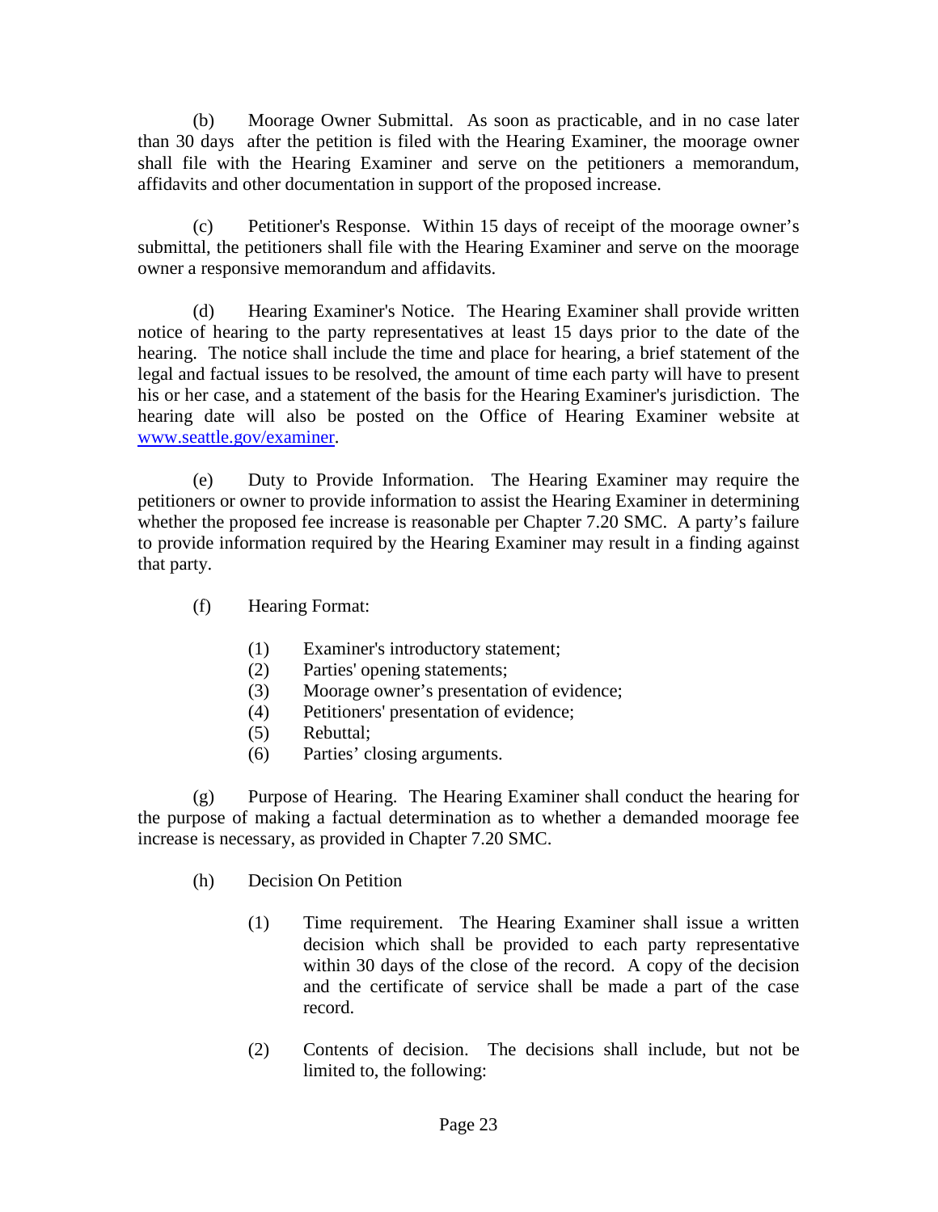(b) Moorage Owner Submittal. As soon as practicable, and in no case later than 30 days after the petition is filed with the Hearing Examiner, the moorage owner shall file with the Hearing Examiner and serve on the petitioners a memorandum, affidavits and other documentation in support of the proposed increase.

(c) Petitioner's Response. Within 15 days of receipt of the moorage owner's submittal, the petitioners shall file with the Hearing Examiner and serve on the moorage owner a responsive memorandum and affidavits.

(d) Hearing Examiner's Notice. The Hearing Examiner shall provide written notice of hearing to the party representatives at least 15 days prior to the date of the hearing. The notice shall include the time and place for hearing, a brief statement of the legal and factual issues to be resolved, the amount of time each party will have to present his or her case, and a statement of the basis for the Hearing Examiner's jurisdiction. The hearing date will also be posted on the Office of Hearing Examiner website at [www.seattle.gov/examiner](http://www.seattle.gov/examiner).

(e) Duty to Provide Information. The Hearing Examiner may require the petitioners or owner to provide information to assist the Hearing Examiner in determining whether the proposed fee increase is reasonable per Chapter 7.20 SMC. A party's failure to provide information required by the Hearing Examiner may result in a finding against that party.

(f) Hearing Format:

- (1) Examiner's introductory statement;
- (2) Parties' opening statements;
- (3) Moorage owner's presentation of evidence;
- (4) Petitioners' presentation of evidence;
- (5) Rebuttal;
- (6) Parties' closing arguments.

(g) Purpose of Hearing. The Hearing Examiner shall conduct the hearing for the purpose of making a factual determination as to whether a demanded moorage fee increase is necessary, as provided in Chapter 7.20 SMC.

(h) Decision On Petition

- (1) Time requirement. The Hearing Examiner shall issue a written decision which shall be provided to each party representative within 30 days of the close of the record. A copy of the decision and the certificate of service shall be made a part of the case record.

- (2) Contents of decision. The decisions shall include, but not be limited to, the following: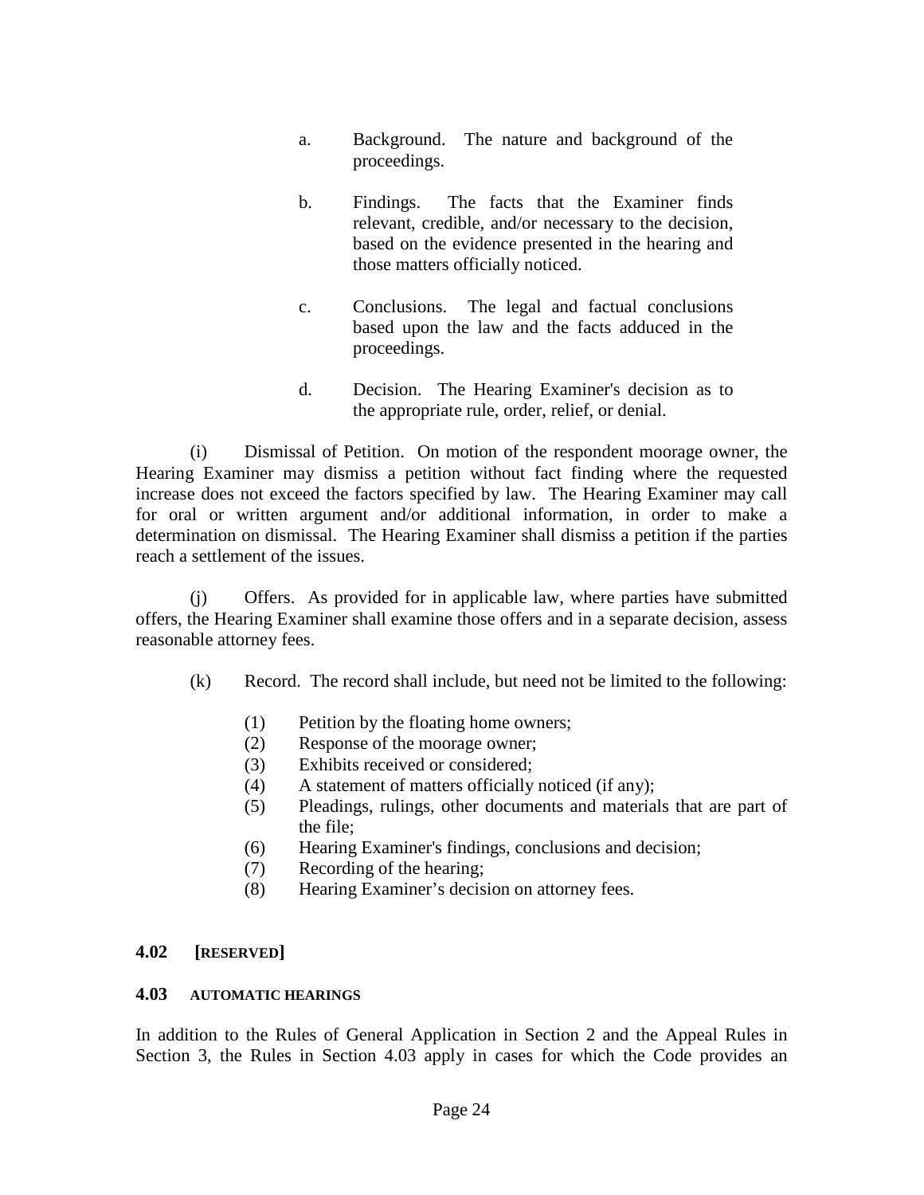a. Background. The nature and background of the proceedings.

b. Findings. The facts that the Examiner finds relevant, credible, and/or necessary to the decision, based on the evidence presented in the hearing and those matters officially noticed.

c. Conclusions. The legal and factual conclusions based upon the law and the facts adduced in the proceedings.

d. Decision. The Hearing Examiner's decision as to the appropriate rule, order, relief, or denial.

(i) Dismissal of Petition. On motion of the respondent moorage owner, the Hearing Examiner may dismiss a petition without fact finding where the requested increase does not exceed the factors specified by law. The Hearing Examiner may call for oral or written argument and/or additional information, in order to make a determination on dismissal. The Hearing Examiner shall dismiss a petition if the parties reach a settlement of the issues.

(j) Offers. As provided for in applicable law, where parties have submitted offers, the Hearing Examiner shall examine those offers and in a separate decision, assess reasonable attorney fees.

(k) Record. The record shall include, but need not be limited to the following:

(1) Petition by the floating home owners;
(2) Response of the moorage owner;
(3) Exhibits received or considered;
(4) A statement of matters officially noticed (if any);
(5) Pleadings, rulings, other documents and materials that are part of the file;
(6) Hearing Examiner's findings, conclusions and decision;
(7) Recording of the hearing;
(8) Hearing Examiner's decision on attorney fees.

### 4.02 [RESERVED]

### 4.03 AUTOMATIC HEARINGS

In addition to the Rules of General Application in Section 2 and the Appeal Rules in Section 3, the Rules in Section 4.03 apply in cases for which the Code provides an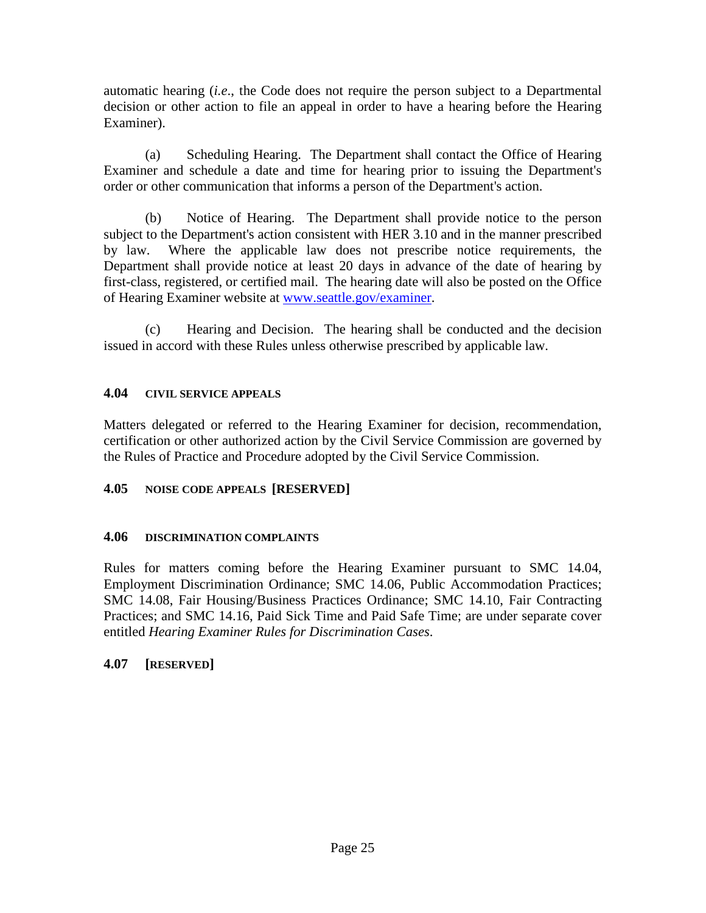automatic hearing (*i.e*., the Code does not require the person subject to a Departmental decision or other action to file an appeal in order to have a hearing before the Hearing Examiner).

(a) Scheduling Hearing. The Department shall contact the Office of Hearing Examiner and schedule a date and time for hearing prior to issuing the Department's order or other communication that informs a person of the Department's action.

(b) Notice of Hearing. The Department shall provide notice to the person subject to the Department's action consistent with HER 3.10 and in the manner prescribed by law. Where the applicable law does not prescribe notice requirements, the Department shall provide notice at least 20 days in advance of the date of hearing by first-class, registered, or certified mail. The hearing date will also be posted on the Office of Hearing Examiner website at [www.seattle.gov/examiner](http://www.seattle.gov/examiner).

(c) Hearing and Decision. The hearing shall be conducted and the decision issued in accord with these Rules unless otherwise prescribed by applicable law.

### 4.04 CIVIL SERVICE APPEALS

Matters delegated or referred to the Hearing Examiner for decision, recommendation, certification or other authorized action by the Civil Service Commission are governed by the Rules of Practice and Procedure adopted by the Civil Service Commission.

### 4.05 NOISE CODE APPEALS [RESERVED]

### 4.06 DISCRIMINATION COMPLAINTS

Rules for matters coming before the Hearing Examiner pursuant to SMC 14.04, Employment Discrimination Ordinance; SMC 14.06, Public Accommodation Practices; SMC 14.08, Fair Housing/Business Practices Ordinance; SMC 14.10, Fair Contracting Practices; and SMC 14.16, Paid Sick Time and Paid Safe Time; are under separate cover entitled *Hearing Examiner Rules for Discrimination Cases*.

### 4.07 [RESERVED]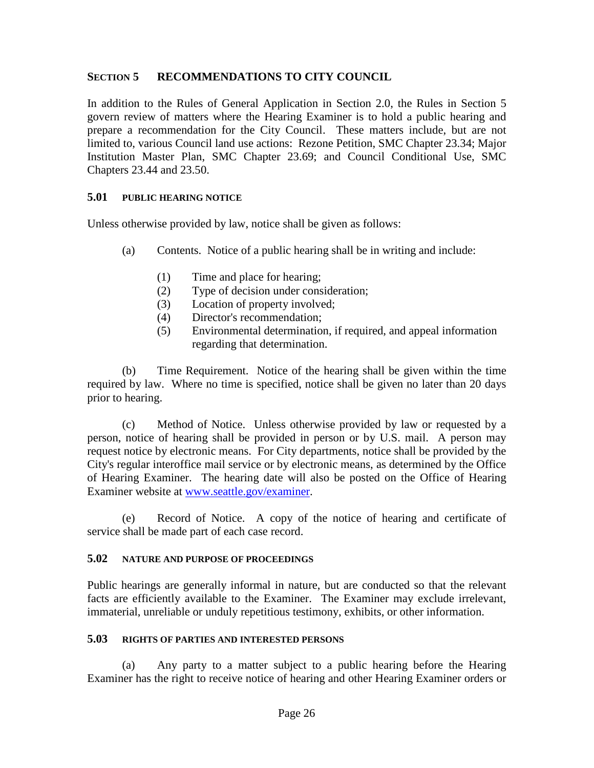## SECTION 5 RECOMMENDATIONS TO CITY COUNCIL

In addition to the Rules of General Application in Section 2.0, the Rules in Section 5 govern review of matters where the Hearing Examiner is to hold a public hearing and prepare a recommendation for the City Council. These matters include, but are not limited to, various Council land use actions: Rezone Petition, SMC Chapter 23.34; Major Institution Master Plan, SMC Chapter 23.69; and Council Conditional Use, SMC Chapters 23.44 and 23.50.

### 5.01 PUBLIC HEARING NOTICE

Unless otherwise provided by law, notice shall be given as follows:

(a) Contents. Notice of a public hearing shall be in writing and include:

(1) Time and place for hearing;
(2) Type of decision under consideration;
(3) Location of property involved;
(4) Director's recommendation;
(5) Environmental determination, if required, and appeal information regarding that determination.

(b) Time Requirement. Notice of the hearing shall be given within the time required by law. Where no time is specified, notice shall be given no later than 20 days prior to hearing.

(c) Method of Notice. Unless otherwise provided by law or requested by a person, notice of hearing shall be provided in person or by U.S. mail. A person may request notice by electronic means. For City departments, notice shall be provided by the City's regular interoffice mail service or by electronic means, as determined by the Office of Hearing Examiner. The hearing date will also be posted on the Office of Hearing Examiner website at www.seattle.gov/examiner.

(e) Record of Notice. A copy of the notice of hearing and certificate of service shall be made part of each case record.

### 5.02 NATURE AND PURPOSE OF PROCEEDINGS

Public hearings are generally informal in nature, but are conducted so that the relevant facts are efficiently available to the Examiner. The Examiner may exclude irrelevant, immaterial, unreliable or unduly repetitious testimony, exhibits, or other information.

### 5.03 RIGHTS OF PARTIES AND INTERESTED PERSONS

(a) Any party to a matter subject to a public hearing before the Hearing Examiner has the right to receive notice of hearing and other Hearing Examiner orders or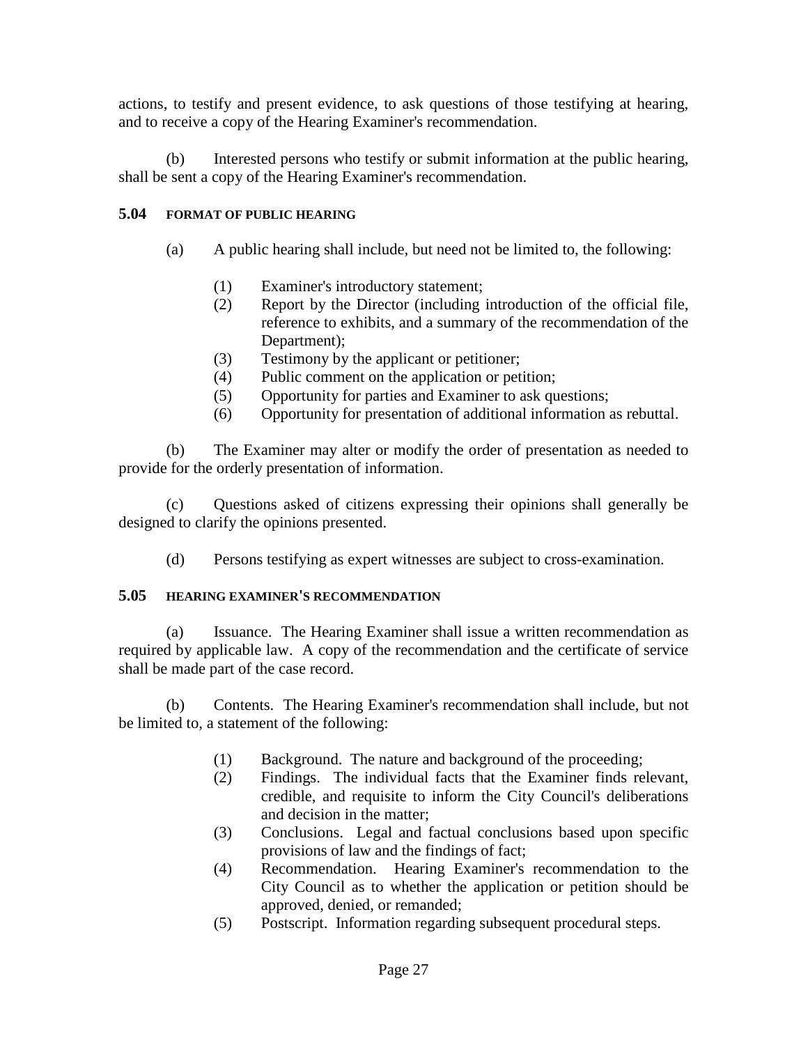actions, to testify and present evidence, to ask questions of those testifying at hearing, and to receive a copy of the Hearing Examiner's recommendation.

(b) Interested persons who testify or submit information at the public hearing, shall be sent a copy of the Hearing Examiner's recommendation.

### 5.04 FORMAT OF PUBLIC HEARING

(a) A public hearing shall include, but need not be limited to, the following:

(1) Examiner's introductory statement;
(2) Report by the Director (including introduction of the official file, reference to exhibits, and a summary of the recommendation of the Department);
(3) Testimony by the applicant or petitioner;
(4) Public comment on the application or petition;
(5) Opportunity for parties and Examiner to ask questions;
(6) Opportunity for presentation of additional information as rebuttal.

(b) The Examiner may alter or modify the order of presentation as needed to provide for the orderly presentation of information.

(c) Questions asked of citizens expressing their opinions shall generally be designed to clarify the opinions presented.

(d) Persons testifying as expert witnesses are subject to cross-examination.

### 5.05 HEARING EXAMINER'S RECOMMENDATION

(a) Issuance. The Hearing Examiner shall issue a written recommendation as required by applicable law. A copy of the recommendation and the certificate of service shall be made part of the case record.

(b) Contents. The Hearing Examiner's recommendation shall include, but not be limited to, a statement of the following:

(1) Background. The nature and background of the proceeding;
(2) Findings. The individual facts that the Examiner finds relevant, credible, and requisite to inform the City Council's deliberations and decision in the matter;
(3) Conclusions. Legal and factual conclusions based upon specific provisions of law and the findings of fact;
(4) Recommendation. Hearing Examiner's recommendation to the City Council as to whether the application or petition should be approved, denied, or remanded;
(5) Postscript. Information regarding subsequent procedural steps.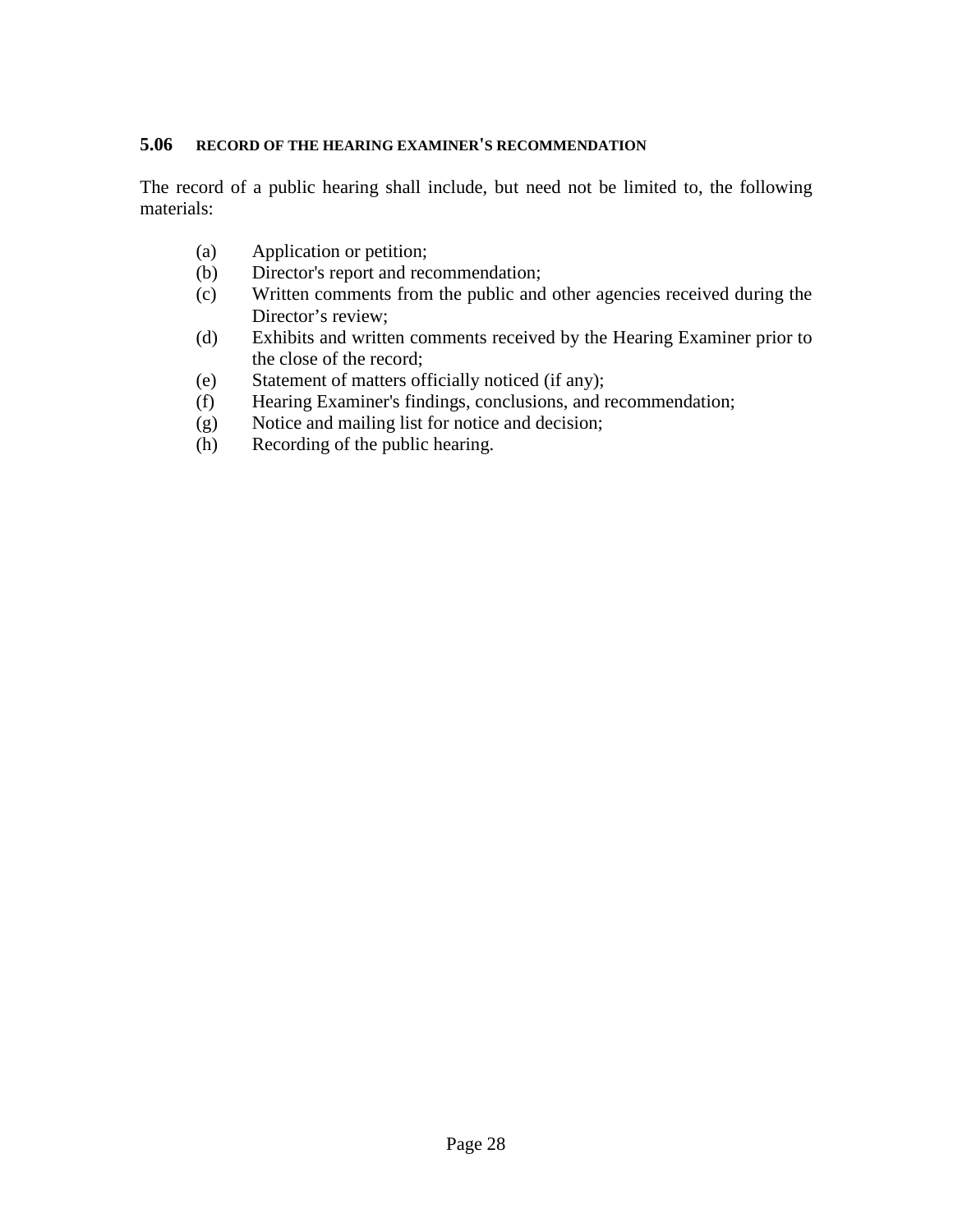### 5.06 RECORD OF THE HEARING EXAMINER'S RECOMMENDATION

The record of a public hearing shall include, but need not be limited to, the following materials:

(a) Application or petition;
(b) Director's report and recommendation;
(c) Written comments from the public and other agencies received during the Director's review;
(d) Exhibits and written comments received by the Hearing Examiner prior to the close of the record;
(e) Statement of matters officially noticed (if any);
(f) Hearing Examiner's findings, conclusions, and recommendation;
(g) Notice and mailing list for notice and decision;
(h) Recording of the public hearing.